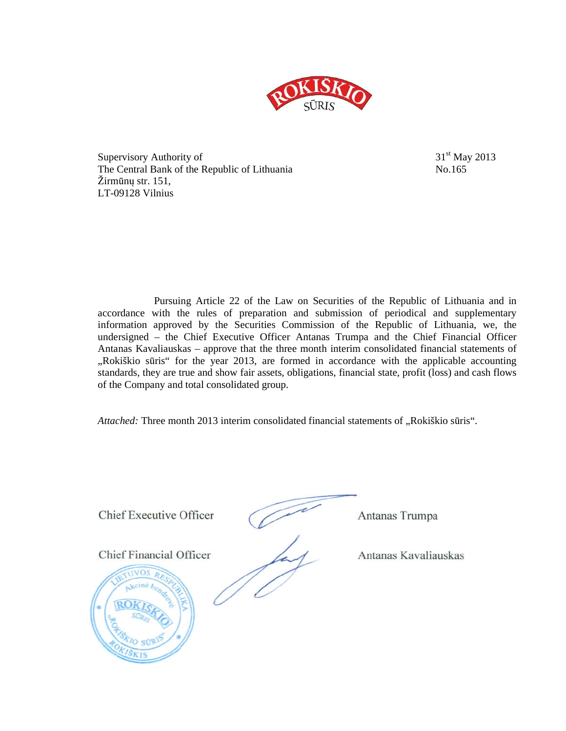ROKIŠKIO SŪRIS

Supervisory Authority of
The Central Bank of the Republic of Lithuania
Žirmūnų str. 151,
LT-09128 Vilnius

31st May 2013
No.165

Pursuing Article 22 of the Law on Securities of the Republic of Lithuania and in accordance with the rules of preparation and submission of periodical and supplementary information approved by the Securities Commission of the Republic of Lithuania, we, the undersigned – the Chief Executive Officer Antanas Trumpa and the Chief Financial Officer Antanas Kavaliauskas – approve that the three month interim consolidated financial statements of „Rokiškio sūris" for the year 2013, are formed in accordance with the applicable accounting standards, they are true and show fair assets, obligations, financial state, profit (loss) and cash flows of the Company and total consolidated group.

*Attached:* Three month 2013 interim consolidated financial statements of „Rokiškio sūris".

Chief Executive Officer — Antanas Trumpa

Chief Financial Officer — Antanas Kavaliauskas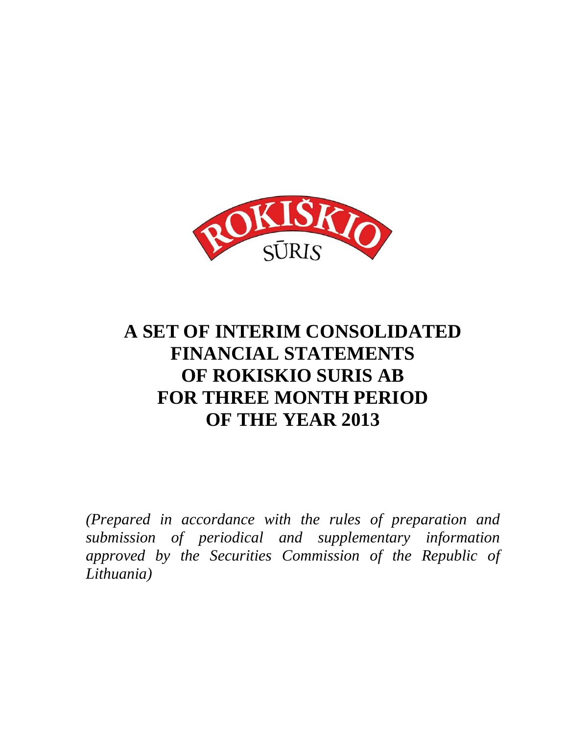# A SET OF INTERIM CONSOLIDATED FINANCIAL STATEMENTS OF ROKISKIO SURIS AB FOR THREE MONTH PERIOD OF THE YEAR 2013

*(Prepared in accordance with the rules of preparation and submission of periodical and supplementary information approved by the Securities Commission of the Republic of Lithuania)*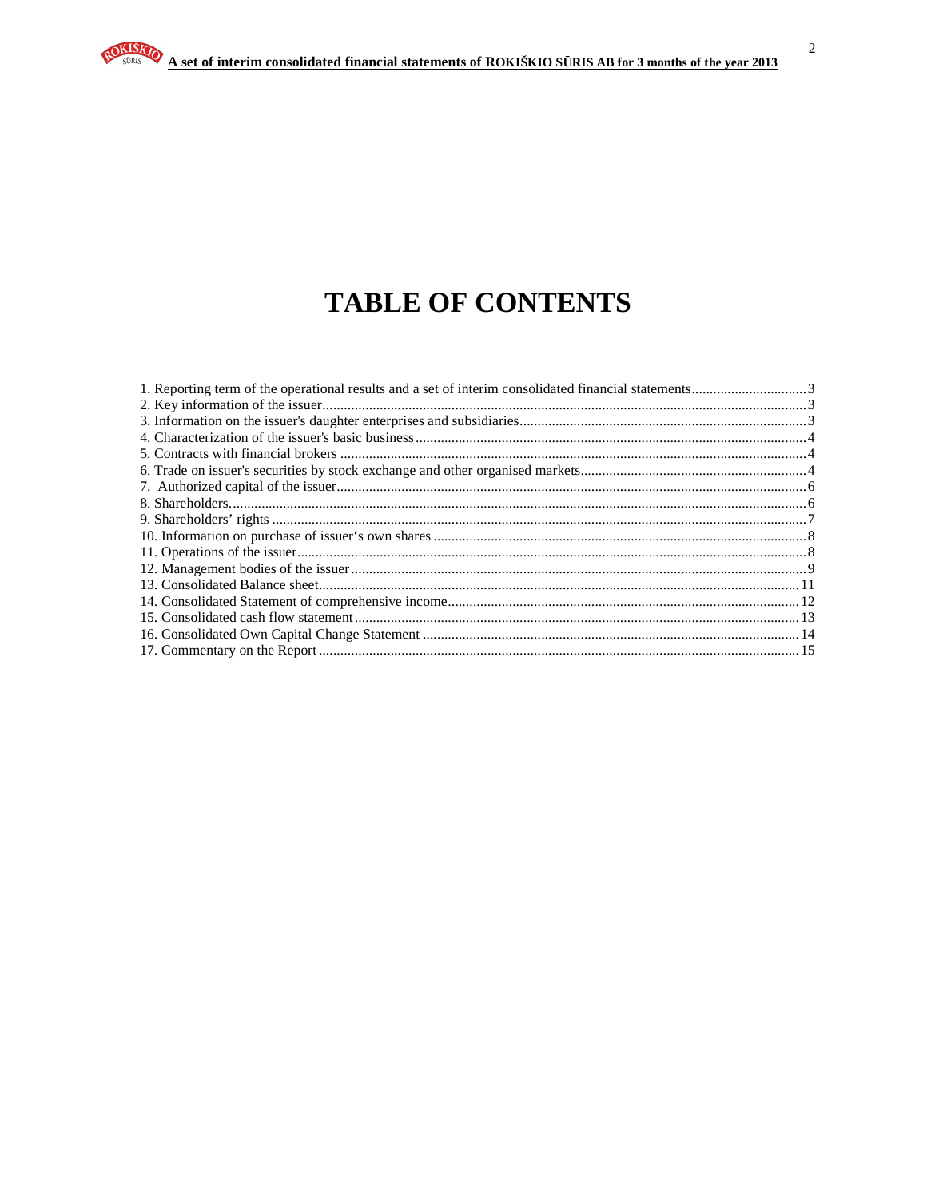# TABLE OF CONTENTS

1. Reporting term of the operational results and a set of interim consolidated financial statements................................3
2. Key information of the issuer.......................................................................................................................3
3. Information on the issuer's daughter enterprises and subsidiaries................................................................3
4. Characterization of the issuer's basic business............................................................................................4
5. Contracts with financial brokers ..................................................................................................................4
6. Trade on issuer's securities by stock exchange and other organised markets..............................................4
7. Authorized capital of the issuer...................................................................................................................6
8. Shareholders.................................................................................................................................................6
9. Shareholders' rights .....................................................................................................................................7
10. Information on purchase of issuer's own shares .......................................................................................8
11. Operations of the issuer.............................................................................................................................8
12. Management bodies of the issuer..............................................................................................................9
13. Consolidated Balance sheet.......................................................................................................................11
14. Consolidated Statement of comprehensive income..................................................................................12
15. Consolidated cash flow statement............................................................................................................13
16. Consolidated Own Capital Change Statement .........................................................................................14
17. Commentary on the Report ......................................................................................................................15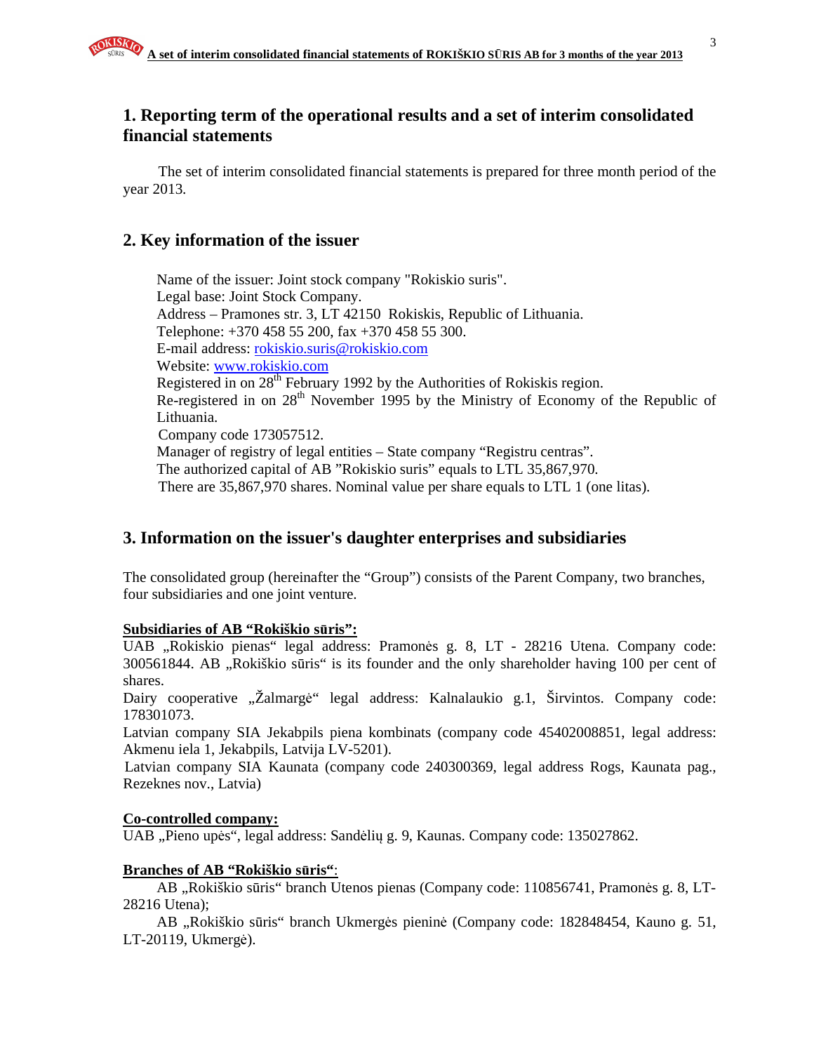## 1. Reporting term of the operational results and a set of interim consolidated financial statements

The set of interim consolidated financial statements is prepared for three month period of the year 2013.

## 2. Key information of the issuer

Name of the issuer: Joint stock company "Rokiskio suris".
Legal base: Joint Stock Company.
Address – Pramones str. 3, LT 42150 Rokiskis, Republic of Lithuania.
Telephone: +370 458 55 200, fax +370 458 55 300.
E-mail address: rokiskio.suris@rokiskio.com
Website: www.rokiskio.com
Registered in on 28th February 1992 by the Authorities of Rokiskis region.
Re-registered in on 28th November 1995 by the Ministry of Economy of the Republic of Lithuania.
Company code 173057512.
Manager of registry of legal entities – State company "Registru centras".
The authorized capital of AB "Rokiskio suris" equals to LTL 35,867,970.
There are 35,867,970 shares. Nominal value per share equals to LTL 1 (one litas).

## 3. Information on the issuer's daughter enterprises and subsidiaries

The consolidated group (hereinafter the "Group") consists of the Parent Company, two branches, four subsidiaries and one joint venture.

**Subsidiaries of AB "Rokiškio sūris":**

UAB „Rokiskio pienas" legal address: Pramonės g. 8, LT - 28216 Utena. Company code: 300561844. AB „Rokiškio sūris" is its founder and the only shareholder having 100 per cent of shares.

Dairy cooperative „Žalmargė" legal address: Kalnalaukio g.1, Širvintos. Company code: 178301073.

Latvian company SIA Jekabpils piena kombinats (company code 45402008851, legal address: Akmenu iela 1, Jekabpils, Latvija LV-5201).

Latvian company SIA Kaunata (company code 240300369, legal address Rogs, Kaunata pag., Rezeknes nov., Latvia)

**Co-controlled company:**

UAB „Pieno upės", legal address: Sandėlių g. 9, Kaunas. Company code: 135027862.

**Branches of AB "Rokiškio sūris"**:

AB „Rokiškio sūris" branch Utenos pienas (Company code: 110856741, Pramonės g. 8, LT-28216 Utena);

AB „Rokiškio sūris" branch Ukmergės pieninė (Company code: 182848454, Kauno g. 51, LT-20119, Ukmergė).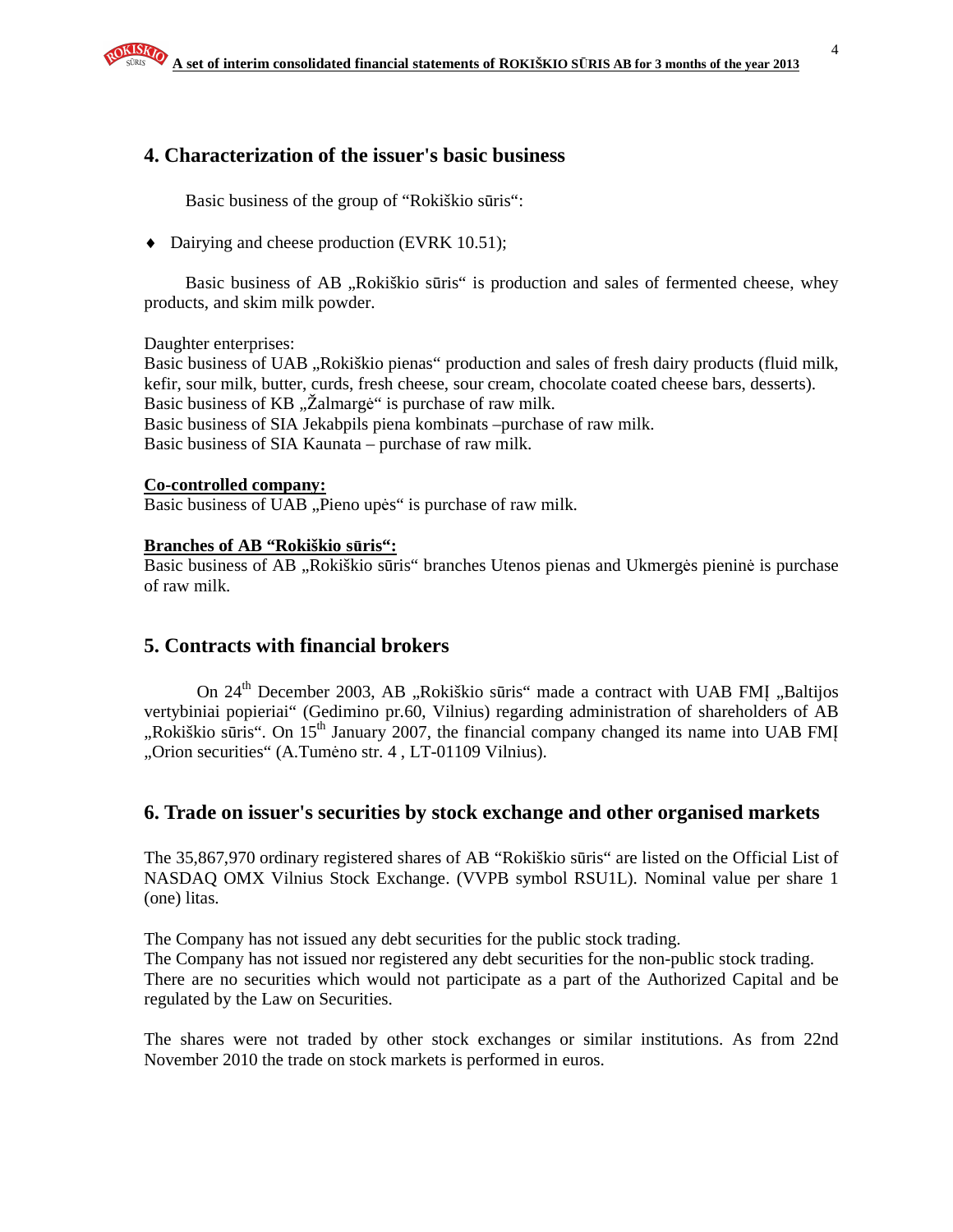## 4. Characterization of the issuer's basic business

Basic business of the group of "Rokiškio sūris":

- Dairying and cheese production (EVRK 10.51);

Basic business of AB „Rokiškio sūris" is production and sales of fermented cheese, whey products, and skim milk powder.

Daughter enterprises:
Basic business of UAB „Rokiškio pienas" production and sales of fresh dairy products (fluid milk, kefir, sour milk, butter, curds, fresh cheese, sour cream, chocolate coated cheese bars, desserts).
Basic business of KB „Žalmargė" is purchase of raw milk.
Basic business of SIA Jekabpils piena kombinats –purchase of raw milk.
Basic business of SIA Kaunata – purchase of raw milk.

**Co-controlled company:**
Basic business of UAB „Pieno upės" is purchase of raw milk.

**Branches of AB "Rokiškio sūris":**
Basic business of AB „Rokiškio sūris" branches Utenos pienas and Ukmergės pieninė is purchase of raw milk.

## 5. Contracts with financial brokers

On 24th December 2003, AB „Rokiškio sūris" made a contract with UAB FMĮ „Baltijos vertybiniai popieriai" (Gedimino pr.60, Vilnius) regarding administration of shareholders of AB „Rokiškio sūris". On 15th January 2007, the financial company changed its name into UAB FMĮ „Orion securities" (A.Tumėno str. 4 , LT-01109 Vilnius).

## 6. Trade on issuer's securities by stock exchange and other organised markets

The 35,867,970 ordinary registered shares of AB "Rokiškio sūris" are listed on the Official List of NASDAQ OMX Vilnius Stock Exchange. (VVPB symbol RSU1L). Nominal value per share 1 (one) litas.

The Company has not issued any debt securities for the public stock trading.
The Company has not issued nor registered any debt securities for the non-public stock trading.
There are no securities which would not participate as a part of the Authorized Capital and be regulated by the Law on Securities.

The shares were not traded by other stock exchanges or similar institutions. As from 22nd November 2010 the trade on stock markets is performed in euros.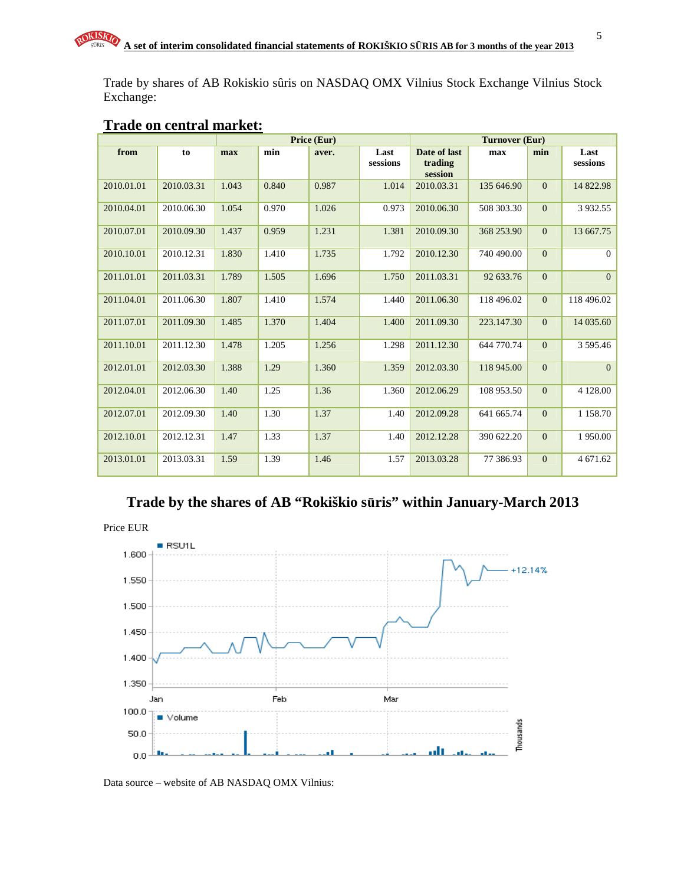Trade by shares of AB Rokiskio sûris on NASDAQ OMX Vilnius Stock Exchange Vilnius Stock Exchange:

## Trade on central market:

| | | Price (Eur) | | | | | Turnover (Eur) | | |
|---|---|---|---|---|---|---|---|---|---|
| from | to | max | min | aver. | Last sessions | Date of last trading session | max | min | Last sessions |
| 2010.01.01 | 2010.03.31 | 1.043 | 0.840 | 0.987 | 1.014 | 2010.03.31 | 135 646.90 | 0 | 14 822.98 |
| 2010.04.01 | 2010.06.30 | 1.054 | 0.970 | 1.026 | 0.973 | 2010.06.30 | 508 303.30 | 0 | 3 932.55 |
| 2010.07.01 | 2010.09.30 | 1.437 | 0.959 | 1.231 | 1.381 | 2010.09.30 | 368 253.90 | 0 | 13 667.75 |
| 2010.10.01 | 2010.12.31 | 1.830 | 1.410 | 1.735 | 1.792 | 2010.12.30 | 740 490.00 | 0 | 0 |
| 2011.01.01 | 2011.03.31 | 1.789 | 1.505 | 1.696 | 1.750 | 2011.03.31 | 92 633.76 | 0 | 0 |
| 2011.04.01 | 2011.06.30 | 1.807 | 1.410 | 1.574 | 1.440 | 2011.06.30 | 118 496.02 | 0 | 118 496.02 |
| 2011.07.01 | 2011.09.30 | 1.485 | 1.370 | 1.404 | 1.400 | 2011.09.30 | 223.147.30 | 0 | 14 035.60 |
| 2011.10.01 | 2011.12.30 | 1.478 | 1.205 | 1.256 | 1.298 | 2011.12.30 | 644 770.74 | 0 | 3 595.46 |
| 2012.01.01 | 2012.03.30 | 1.388 | 1.29 | 1.360 | 1.359 | 2012.03.30 | 118 945.00 | 0 | 0 |
| 2012.04.01 | 2012.06.30 | 1.40 | 1.25 | 1.36 | 1.360 | 2012.06.29 | 108 953.50 | 0 | 4 128.00 |
| 2012.07.01 | 2012.09.30 | 1.40 | 1.30 | 1.37 | 1.40 | 2012.09.28 | 641 665.74 | 0 | 1 158.70 |
| 2012.10.01 | 2012.12.31 | 1.47 | 1.33 | 1.37 | 1.40 | 2012.12.28 | 390 622.20 | 0 | 1 950.00 |
| 2013.01.01 | 2013.03.31 | 1.59 | 1.39 | 1.46 | 1.57 | 2013.03.28 | 77 386.93 | 0 | 4 671.62 |

## Trade by the shares of AB "Rokiškio sūris" within January-March 2013

Price EUR

Data source – website of AB NASDAQ OMX Vilnius: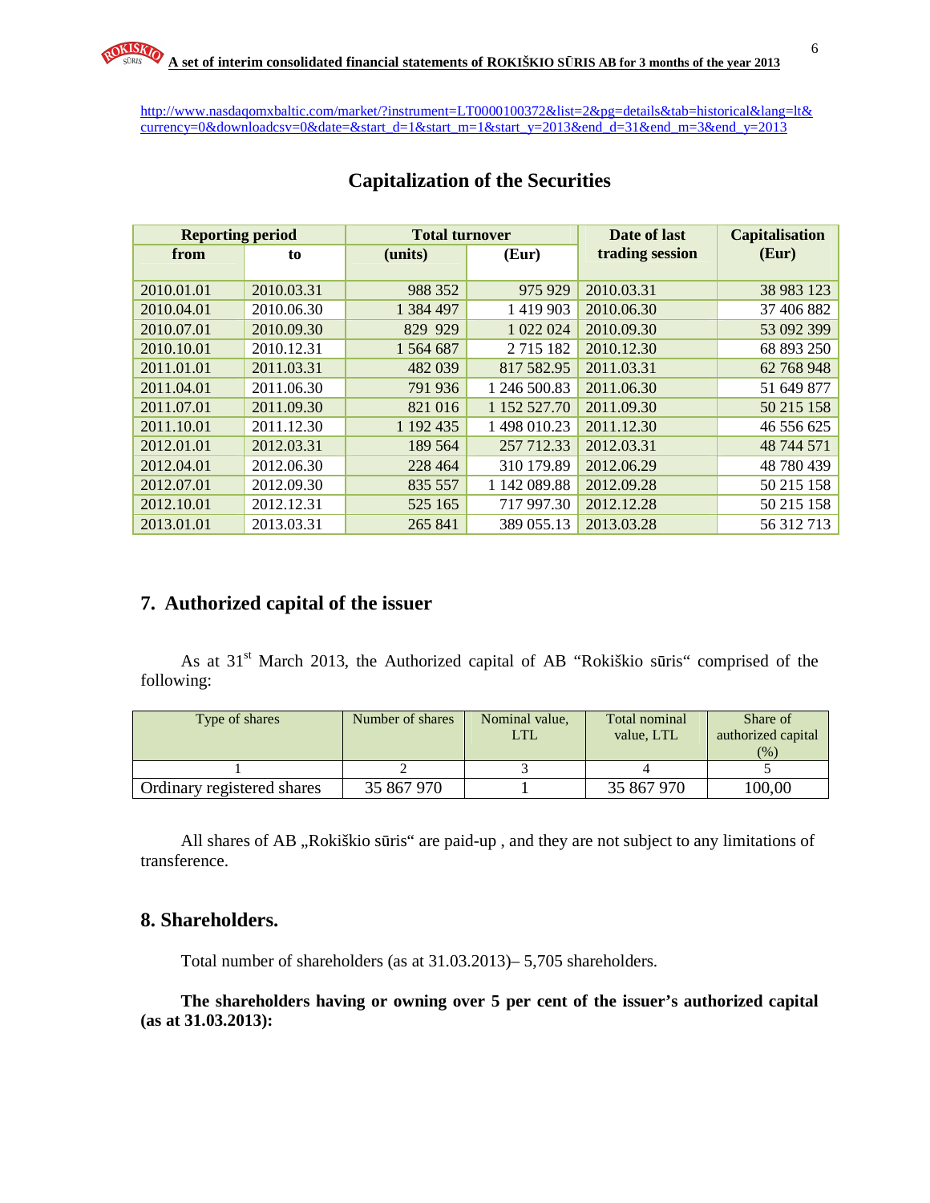http://www.nasdaqomxbaltic.com/market/?instrument=LT0000100372&list=2&pg=details&tab=historical&lang=lt&currency=0&downloadcsv=0&date=&start_d=1&start_m=1&start_y=2013&end_d=31&end_m=3&end_y=2013

## Capitalization of the Securities

| Reporting period | | Total turnover | | Date of last trading session | Capitalisation (Eur) |
|---|---|---|---|---|---|
| from | to | (units) | (Eur) | | |
| 2010.01.01 | 2010.03.31 | 988 352 | 975 929 | 2010.03.31 | 38 983 123 |
| 2010.04.01 | 2010.06.30 | 1 384 497 | 1 419 903 | 2010.06.30 | 37 406 882 |
| 2010.07.01 | 2010.09.30 | 829 929 | 1 022 024 | 2010.09.30 | 53 092 399 |
| 2010.10.01 | 2010.12.31 | 1 564 687 | 2 715 182 | 2010.12.30 | 68 893 250 |
| 2011.01.01 | 2011.03.31 | 482 039 | 817 582.95 | 2011.03.31 | 62 768 948 |
| 2011.04.01 | 2011.06.30 | 791 936 | 1 246 500.83 | 2011.06.30 | 51 649 877 |
| 2011.07.01 | 2011.09.30 | 821 016 | 1 152 527.70 | 2011.09.30 | 50 215 158 |
| 2011.10.01 | 2011.12.30 | 1 192 435 | 1 498 010.23 | 2011.12.30 | 46 556 625 |
| 2012.01.01 | 2012.03.31 | 189 564 | 257 712.33 | 2012.03.31 | 48 744 571 |
| 2012.04.01 | 2012.06.30 | 228 464 | 310 179.89 | 2012.06.29 | 48 780 439 |
| 2012.07.01 | 2012.09.30 | 835 557 | 1 142 089.88 | 2012.09.28 | 50 215 158 |
| 2012.10.01 | 2012.12.31 | 525 165 | 717 997.30 | 2012.12.28 | 50 215 158 |
| 2013.01.01 | 2013.03.31 | 265 841 | 389 055.13 | 2013.03.28 | 56 312 713 |

## 7. Authorized capital of the issuer

As at 31st March 2013, the Authorized capital of AB "Rokiškio sūris" comprised of the following:

| Type of shares | Number of shares | Nominal value, LTL | Total nominal value, LTL | Share of authorized capital (%) |
|---|---|---|---|---|
| 1 | 2 | 3 | 4 | 5 |
| Ordinary registered shares | 35 867 970 | 1 | 35 867 970 | 100,00 |

All shares of AB „Rokiškio sūris" are paid-up , and they are not subject to any limitations of transference.

## 8. Shareholders.

Total number of shareholders (as at 31.03.2013)– 5,705 shareholders.

**The shareholders having or owning over 5 per cent of the issuer's authorized capital (as at 31.03.2013):**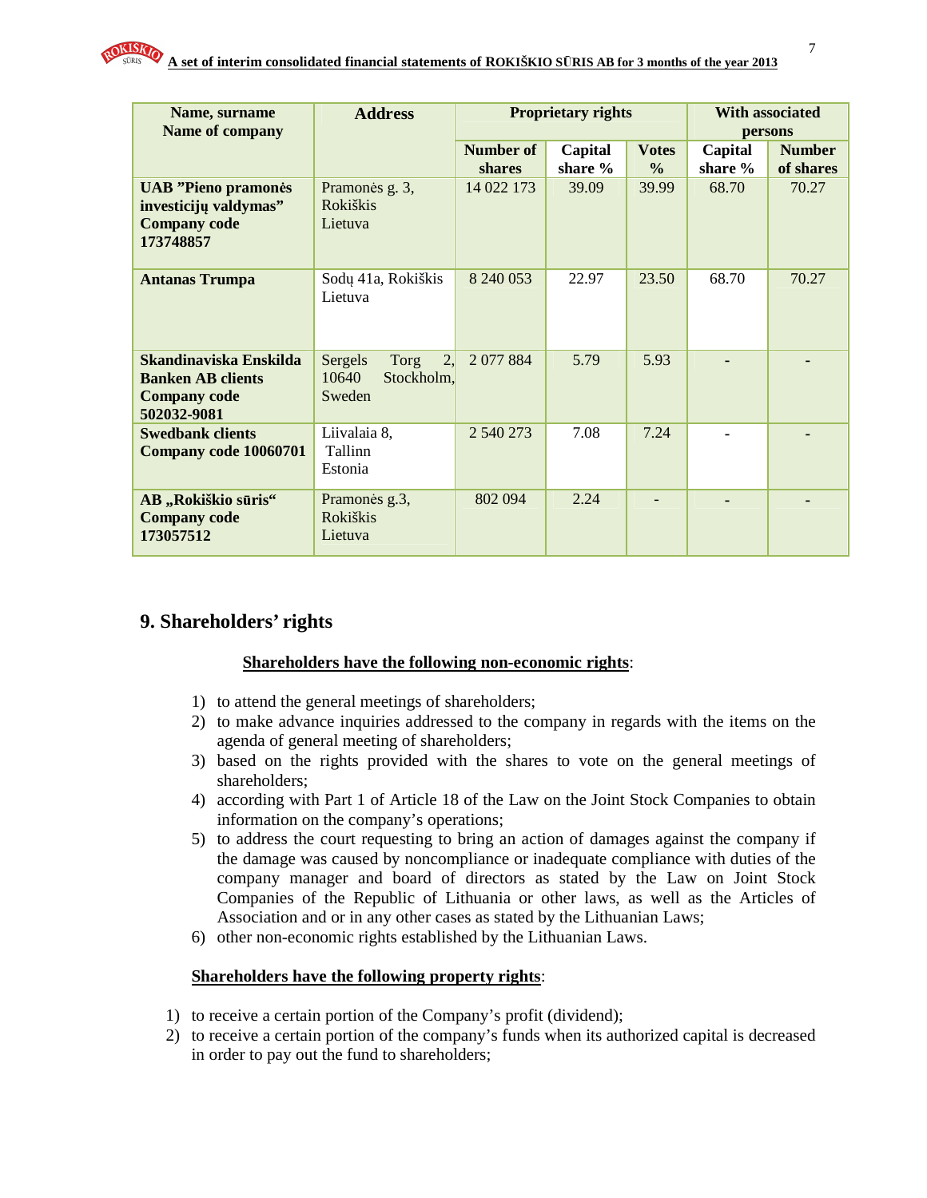| Name, surname<br>Name of company | Address | Proprietary rights | | | With associated persons | |
|---|---|---|---|---|---|---|
| | | Number of shares | Capital share % | Votes % | Capital share % | Number of shares |
| **UAB "Pieno pramonės investicijų valdymas" Company code 173748857** | Pramonės g. 3, Rokiškis Lietuva | 14 022 173 | 39.09 | 39.99 | 68.70 | 70.27 |
| **Antanas Trumpa** | Sodų 41a, Rokiškis Lietuva | 8 240 053 | 22.97 | 23.50 | 68.70 | 70.27 |
| **Skandinaviska Enskilda Banken AB clients Company code 502032-9081** | Sergels Torg 2, 10640 Stockholm, Sweden | 2 077 884 | 5.79 | 5.93 | - | - |
| **Swedbank clients Company code 10060701** | Liivalaia 8, Tallinn Estonia | 2 540 273 | 7.08 | 7.24 | - | - |
| **AB „Rokiškio sūris" Company code 173057512** | Pramonės g.3, Rokiškis Lietuva | 802 094 | 2.24 | - | - | - |

## 9. Shareholders' rights

**Shareholders have the following non-economic rights**:

1) to attend the general meetings of shareholders;
2) to make advance inquiries addressed to the company in regards with the items on the agenda of general meeting of shareholders;
3) based on the rights provided with the shares to vote on the general meetings of shareholders;
4) according with Part 1 of Article 18 of the Law on the Joint Stock Companies to obtain information on the company's operations;
5) to address the court requesting to bring an action of damages against the company if the damage was caused by noncompliance or inadequate compliance with duties of the company manager and board of directors as stated by the Law on Joint Stock Companies of the Republic of Lithuania or other laws, as well as the Articles of Association and or in any other cases as stated by the Lithuanian Laws;
6) other non-economic rights established by the Lithuanian Laws.

**Shareholders have the following property rights**:

1) to receive a certain portion of the Company's profit (dividend);
2) to receive a certain portion of the company's funds when its authorized capital is decreased in order to pay out the fund to shareholders;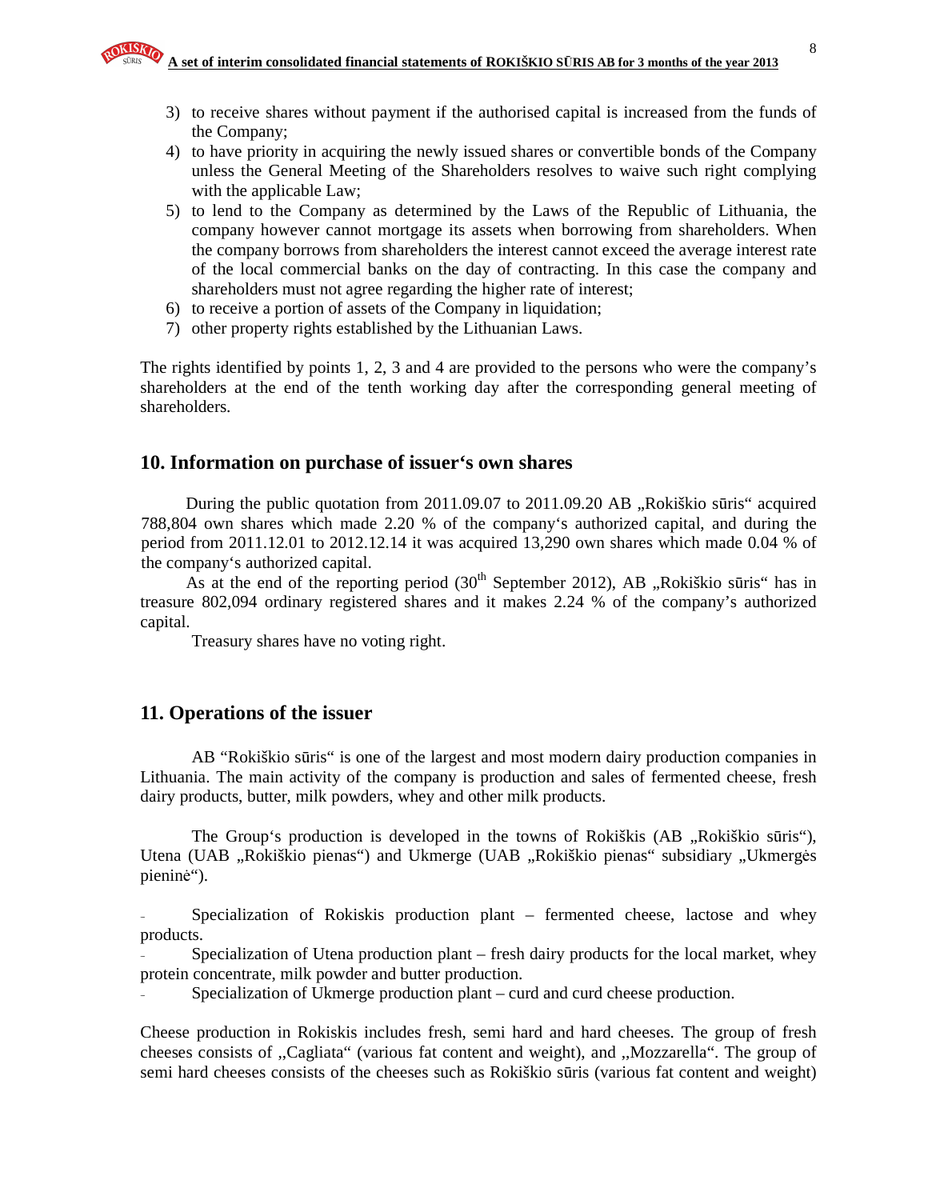3) to receive shares without payment if the authorised capital is increased from the funds of the Company;
4) to have priority in acquiring the newly issued shares or convertible bonds of the Company unless the General Meeting of the Shareholders resolves to waive such right complying with the applicable Law;
5) to lend to the Company as determined by the Laws of the Republic of Lithuania, the company however cannot mortgage its assets when borrowing from shareholders. When the company borrows from shareholders the interest cannot exceed the average interest rate of the local commercial banks on the day of contracting. In this case the company and shareholders must not agree regarding the higher rate of interest;
6) to receive a portion of assets of the Company in liquidation;
7) other property rights established by the Lithuanian Laws.

The rights identified by points 1, 2, 3 and 4 are provided to the persons who were the company's shareholders at the end of the tenth working day after the corresponding general meeting of shareholders.

## 10. Information on purchase of issuer's own shares

During the public quotation from 2011.09.07 to 2011.09.20 AB „Rokiškio sūris" acquired 788,804 own shares which made 2.20 % of the company's authorized capital, and during the period from 2011.12.01 to 2012.12.14 it was acquired 13,290 own shares which made 0.04 % of the company's authorized capital.

As at the end of the reporting period (30th September 2012), AB „Rokiškio sūris" has in treasure 802,094 ordinary registered shares and it makes 2.24 % of the company's authorized capital.

Treasury shares have no voting right.

## 11. Operations of the issuer

AB "Rokiškio sūris" is one of the largest and most modern dairy production companies in Lithuania. The main activity of the company is production and sales of fermented cheese, fresh dairy products, butter, milk powders, whey and other milk products.

The Group's production is developed in the towns of Rokiškis (AB „Rokiškio sūris"), Utena (UAB „Rokiškio pienas") and Ukmerge (UAB „Rokiškio pienas" subsidiary „Ukmergės pieninė").

- Specialization of Rokiskis production plant – fermented cheese, lactose and whey products.
- Specialization of Utena production plant – fresh dairy products for the local market, whey protein concentrate, milk powder and butter production.
- Specialization of Ukmerge production plant – curd and curd cheese production.

Cheese production in Rokiskis includes fresh, semi hard and hard cheeses. The group of fresh cheeses consists of „Cagliata" (various fat content and weight), and „Mozzarella". The group of semi hard cheeses consists of the cheeses such as Rokiškio sūris (various fat content and weight)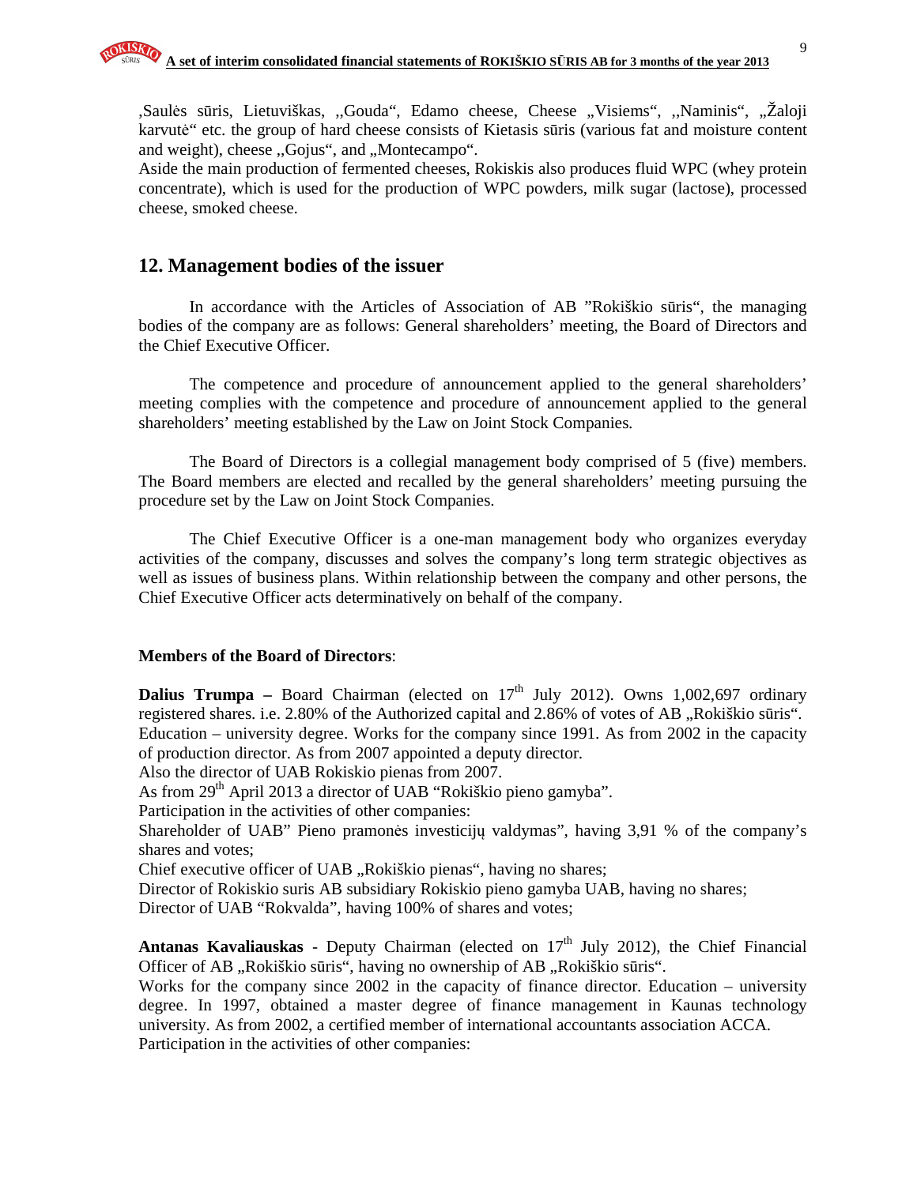‚Saulės sūris, Lietuviškas, ,,Gouda", Edamo cheese, Cheese „Visiems", ,,Naminis", „Žaloji karvutė" etc. the group of hard cheese consists of Kietasis sūris (various fat and moisture content and weight), cheese ,,Gojus", and „Montecampo".
Aside the main production of fermented cheeses, Rokiskis also produces fluid WPC (whey protein concentrate), which is used for the production of WPC powders, milk sugar (lactose), processed cheese, smoked cheese.

## 12. Management bodies of the issuer

In accordance with the Articles of Association of AB "Rokiškio sūris", the managing bodies of the company are as follows: General shareholders' meeting, the Board of Directors and the Chief Executive Officer.

The competence and procedure of announcement applied to the general shareholders' meeting complies with the competence and procedure of announcement applied to the general shareholders' meeting established by the Law on Joint Stock Companies.

The Board of Directors is a collegial management body comprised of 5 (five) members. The Board members are elected and recalled by the general shareholders' meeting pursuing the procedure set by the Law on Joint Stock Companies.

The Chief Executive Officer is a one-man management body who organizes everyday activities of the company, discusses and solves the company's long term strategic objectives as well as issues of business plans. Within relationship between the company and other persons, the Chief Executive Officer acts determinatively on behalf of the company.

**Members of the Board of Directors**:

**Dalius Trumpa –** Board Chairman (elected on 17th July 2012). Owns 1,002,697 ordinary registered shares. i.e. 2.80% of the Authorized capital and 2.86% of votes of AB „Rokiškio sūris". Education – university degree. Works for the company since 1991. As from 2002 in the capacity of production director. As from 2007 appointed a deputy director.
Also the director of UAB Rokiskio pienas from 2007.
As from 29th April 2013 a director of UAB "Rokiškio pieno gamyba".
Participation in the activities of other companies:
Shareholder of UAB" Pieno pramonės investicijų valdymas", having 3,91 % of the company's shares and votes;
Chief executive officer of UAB „Rokiškio pienas", having no shares;
Director of Rokiskio suris AB subsidiary Rokiskio pieno gamyba UAB, having no shares;
Director of UAB "Rokvalda", having 100% of shares and votes;

**Antanas Kavaliauskas** - Deputy Chairman (elected on 17th July 2012), the Chief Financial Officer of AB „Rokiškio sūris", having no ownership of AB „Rokiškio sūris".
Works for the company since 2002 in the capacity of finance director. Education – university degree. In 1997, obtained a master degree of finance management in Kaunas technology university. As from 2002, a certified member of international accountants association ACCA.
Participation in the activities of other companies: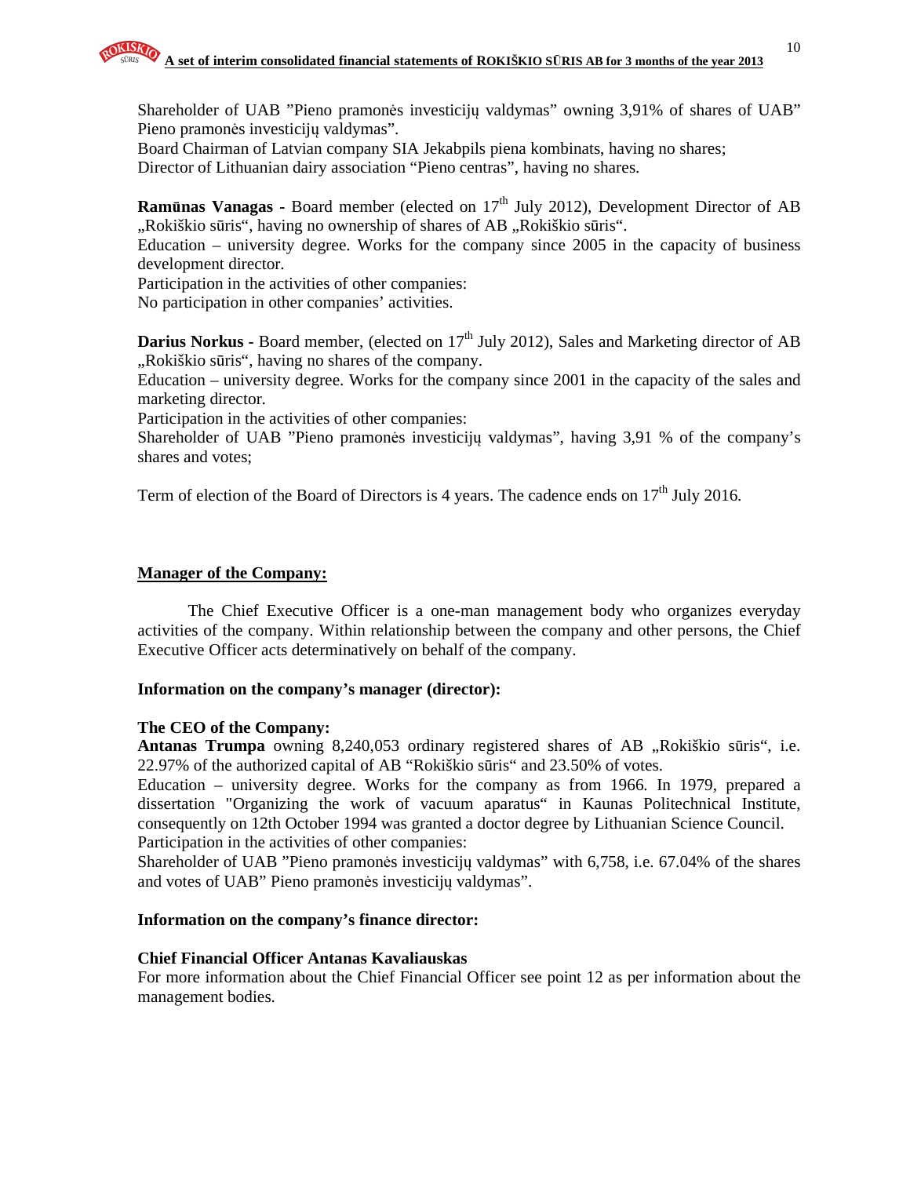Shareholder of UAB "Pieno pramonės investicijų valdymas" owning 3,91% of shares of UAB" Pieno pramonės investicijų valdymas".
Board Chairman of Latvian company SIA Jekabpils piena kombinats, having no shares;
Director of Lithuanian dairy association "Pieno centras", having no shares.

**Ramūnas Vanagas** - Board member (elected on 17th July 2012), Development Director of AB „Rokiškio sūris", having no ownership of shares of AB „Rokiškio sūris".
Education – university degree. Works for the company since 2005 in the capacity of business development director.
Participation in the activities of other companies:
No participation in other companies' activities.

**Darius Norkus** - Board member, (elected on 17th July 2012), Sales and Marketing director of AB „Rokiškio sūris", having no shares of the company.
Education – university degree. Works for the company since 2001 in the capacity of the sales and marketing director.
Participation in the activities of other companies:
Shareholder of UAB "Pieno pramonės investicijų valdymas", having 3,91 % of the company's shares and votes;

Term of election of the Board of Directors is 4 years. The cadence ends on 17th July 2016.

**Manager of the Company:**

The Chief Executive Officer is a one-man management body who organizes everyday activities of the company. Within relationship between the company and other persons, the Chief Executive Officer acts determinatively on behalf of the company.

**Information on the company's manager (director):**

**The CEO of the Company:**
**Antanas Trumpa** owning 8,240,053 ordinary registered shares of AB „Rokiškio sūris", i.e. 22.97% of the authorized capital of AB "Rokiškio sūris" and 23.50% of votes.
Education – university degree. Works for the company as from 1966. In 1979, prepared a dissertation "Organizing the work of vacuum aparatus" in Kaunas Politechnical Institute, consequently on 12th October 1994 was granted a doctor degree by Lithuanian Science Council.
Participation in the activities of other companies:
Shareholder of UAB "Pieno pramonės investicijų valdymas" with 6,758, i.e. 67.04% of the shares and votes of UAB" Pieno pramonės investicijų valdymas".

**Information on the company's finance director:**

**Chief Financial Officer Antanas Kavaliauskas**
For more information about the Chief Financial Officer see point 12 as per information about the management bodies.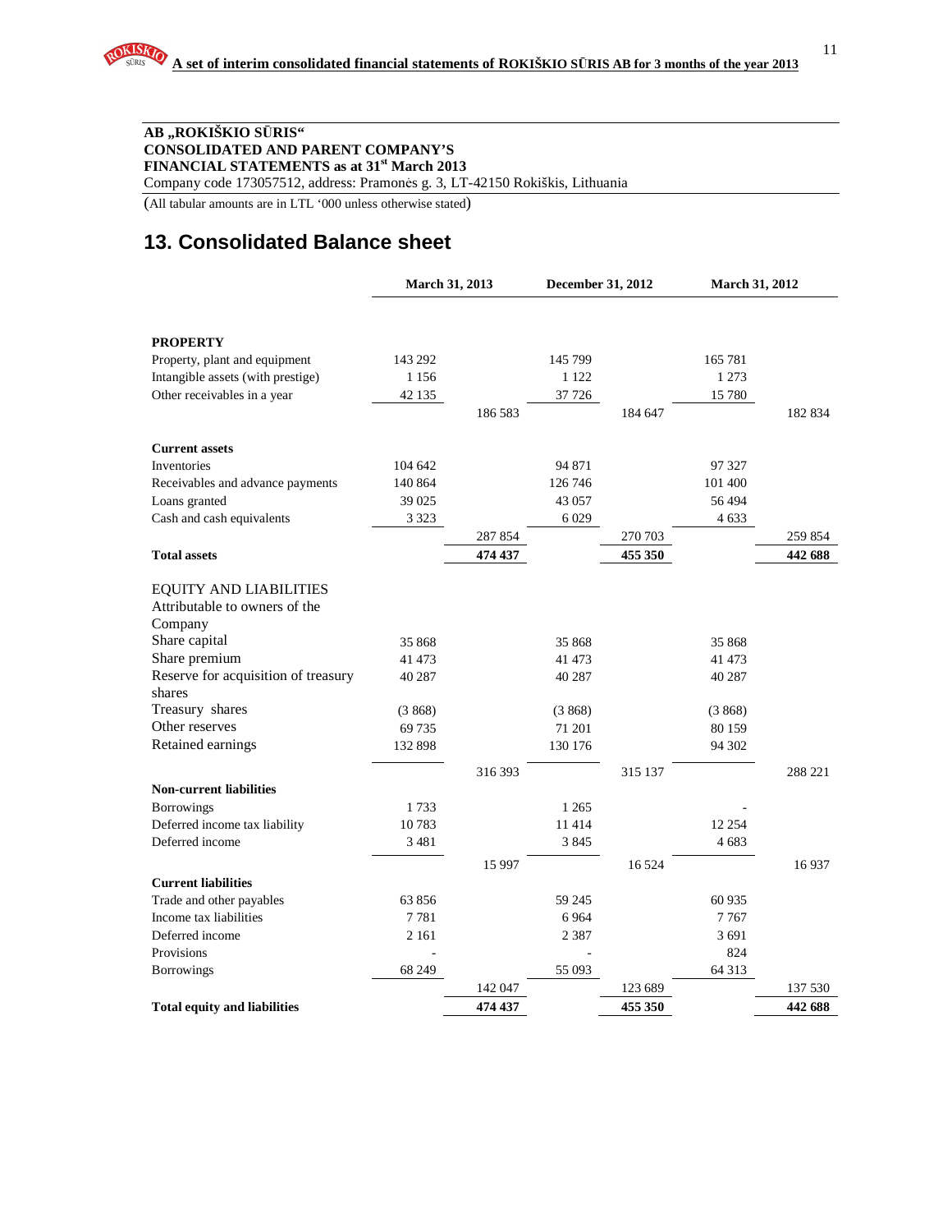**AB „ROKIŠKIO SŪRIS“**
**CONSOLIDATED AND PARENT COMPANY'S**
**FINANCIAL STATEMENTS as at 31st March 2013**
Company code 173057512, address: Pramonės g. 3, LT-42150 Rokiškis, Lithuania

(All tabular amounts are in LTL '000 unless otherwise stated)

## 13. Consolidated Balance sheet

| | March 31, 2013 | | December 31, 2012 | | March 31, 2012 | |
|---|---|---|---|---|---|---|
| **PROPERTY** | | | | | | |
| Property, plant and equipment | 143 292 | | 145 799 | | 165 781 | |
| Intangible assets (with prestige) | 1 156 | | 1 122 | | 1 273 | |
| Other receivables in a year | 42 135 | | 37 726 | | 15 780 | |
| | | 186 583 | | 184 647 | | 182 834 |
| **Current assets** | | | | | | |
| Inventories | 104 642 | | 94 871 | | 97 327 | |
| Receivables and advance payments | 140 864 | | 126 746 | | 101 400 | |
| Loans granted | 39 025 | | 43 057 | | 56 494 | |
| Cash and cash equivalents | 3 323 | | 6 029 | | 4 633 | |
| | | 287 854 | | 270 703 | | 259 854 |
| **Total assets** | | **474 437** | | **455 350** | | **442 688** |
| EQUITY AND LIABILITIES | | | | | | |
| Attributable to owners of the Company | | | | | | |
| Share capital | 35 868 | | 35 868 | | 35 868 | |
| Share premium | 41 473 | | 41 473 | | 41 473 | |
| Reserve for acquisition of treasury shares | 40 287 | | 40 287 | | 40 287 | |
| Treasury shares | (3 868) | | (3 868) | | (3 868) | |
| Other reserves | 69 735 | | 71 201 | | 80 159 | |
| Retained earnings | 132 898 | | 130 176 | | 94 302 | |
| | | 316 393 | | 315 137 | | 288 221 |
| **Non-current liabilities** | | | | | | |
| Borrowings | 1 733 | | 1 265 | | - | |
| Deferred income tax liability | 10 783 | | 11 414 | | 12 254 | |
| Deferred income | 3 481 | | 3 845 | | 4 683 | |
| | | 15 997 | | 16 524 | | 16 937 |
| **Current liabilities** | | | | | | |
| Trade and other payables | 63 856 | | 59 245 | | 60 935 | |
| Income tax liabilities | 7 781 | | 6 964 | | 7 767 | |
| Deferred income | 2 161 | | 2 387 | | 3 691 | |
| Provisions | - | | - | | 824 | |
| Borrowings | 68 249 | | 55 093 | | 64 313 | |
| | | 142 047 | | 123 689 | | 137 530 |
| **Total equity and liabilities** | | **474 437** | | **455 350** | | **442 688** |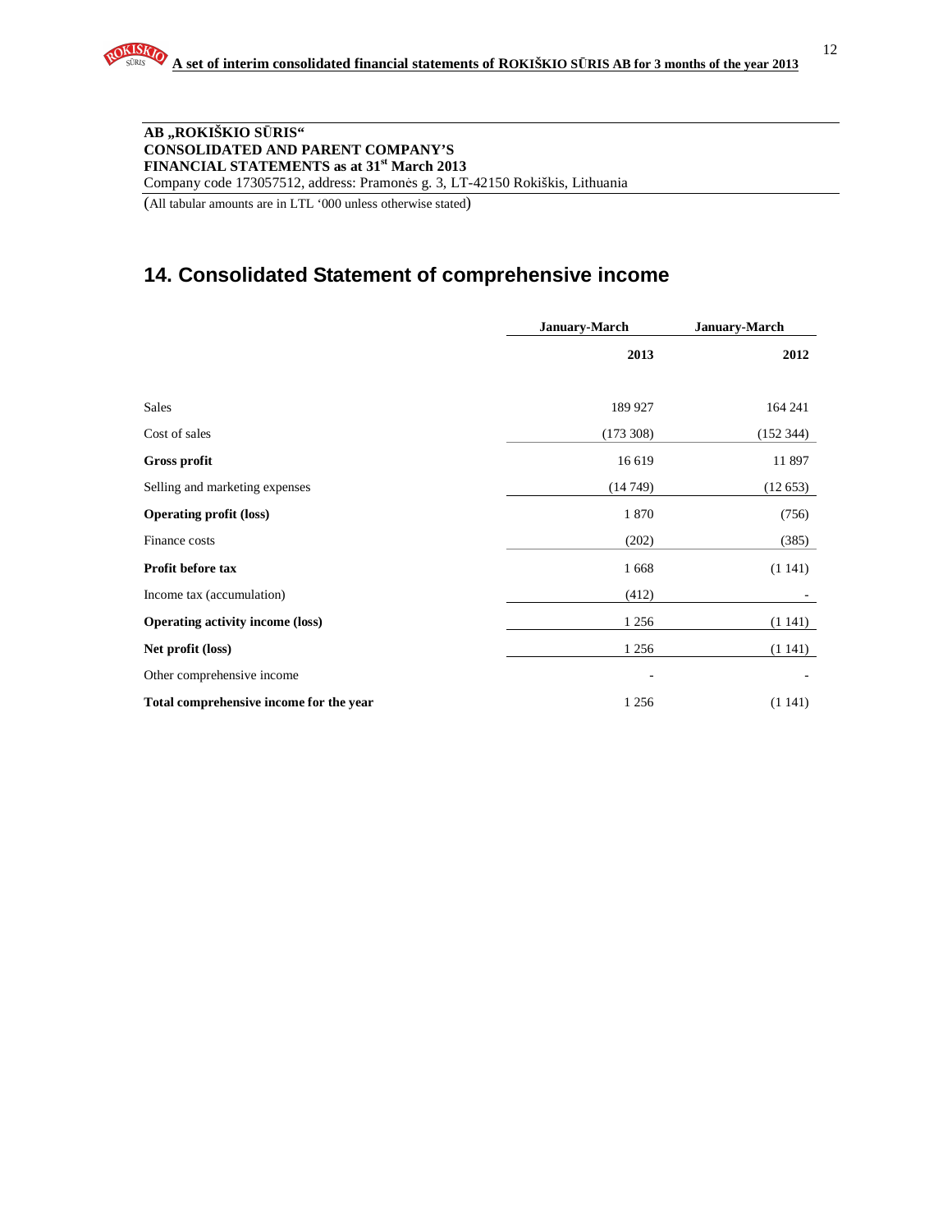**AB „ROKIŠKIO SŪRIS“**
**CONSOLIDATED AND PARENT COMPANY'S**
**FINANCIAL STATEMENTS as at 31st March 2013**
Company code 173057512, address: Pramonės g. 3, LT-42150 Rokiškis, Lithuania

(All tabular amounts are in LTL '000 unless otherwise stated)

## 14. Consolidated Statement of comprehensive income

| | January-March 2013 | January-March 2012 |
|---|---|---|
| Sales | 189 927 | 164 241 |
| Cost of sales | (173 308) | (152 344) |
| **Gross profit** | 16 619 | 11 897 |
| Selling and marketing expenses | (14 749) | (12 653) |
| **Operating profit (loss)** | 1 870 | (756) |
| Finance costs | (202) | (385) |
| **Profit before tax** | 1 668 | (1 141) |
| Income tax (accumulation) | (412) | - |
| **Operating activity income (loss)** | 1 256 | (1 141) |
| **Net profit (loss)** | 1 256 | (1 141) |
| Other comprehensive income | - | - |
| **Total comprehensive income for the year** | 1 256 | (1 141) |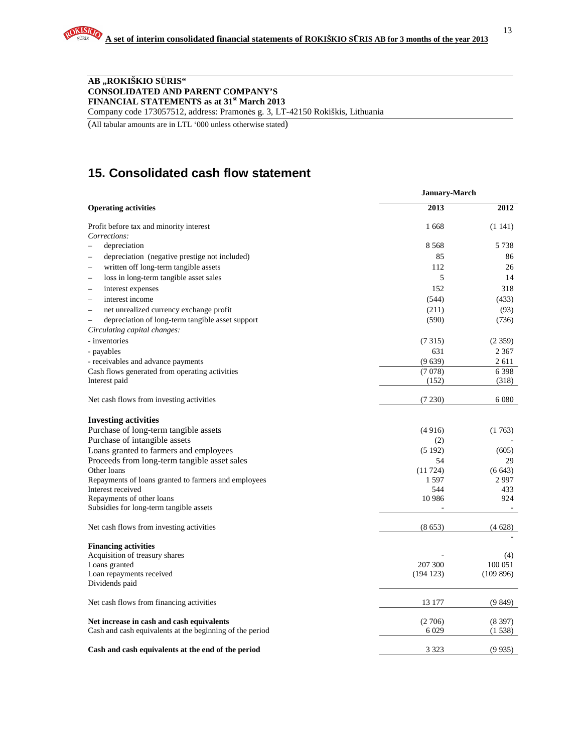**AB „ROKIŠKIO SŪRIS“**
**CONSOLIDATED AND PARENT COMPANY'S**
**FINANCIAL STATEMENTS as at 31st March 2013**
Company code 173057512, address: Pramonės g. 3, LT-42150 Rokiškis, Lithuania

(All tabular amounts are in LTL '000 unless otherwise stated)

# 15. Consolidated cash flow statement

| | January-March | |
|---|---|---|
| **Operating activities** | **2013** | **2012** |
| Profit before tax and minority interest | 1 668 | (1 141) |
| *Corrections:* | | |
| – depreciation | 8 568 | 5 738 |
| – depreciation (negative prestige not included) | 85 | 86 |
| – written off long-term tangible assets | 112 | 26 |
| – loss in long-term tangible asset sales | 5 | 14 |
| – interest expenses | 152 | 318 |
| – interest income | (544) | (433) |
| – net unrealized currency exchange profit | (211) | (93) |
| – depreciation of long-term tangible asset support | (590) | (736) |
| *Circulating capital changes:* | | |
| - inventories | (7 315) | (2 359) |
| - payables | 631 | 2 367 |
| - receivables and advance payments | (9 639) | 2 611 |
| Cash flows generated from operating activities | (7 078) | 6 398 |
| Interest paid | (152) | (318) |
| Net cash flows from investing activities | (7 230) | 6 080 |
| **Investing activities** | | |
| Purchase of long-term tangible assets | (4 916) | (1 763) |
| Purchase of intangible assets | (2) | - |
| Loans granted to farmers and employees | (5 192) | (605) |
| Proceeds from long-term tangible asset sales | 54 | 29 |
| Other loans | (11 724) | (6 643) |
| Repayments of loans granted to farmers and employees | 1 597 | 2 997 |
| Interest received | 544 | 433 |
| Repayments of other loans | 10 986 | 924 |
| Subsidies for long-term tangible assets | - | - |
| Net cash flows from investing activities | (8 653) | (4 628) |
| | | - |
| **Financing activities** | | |
| Acquisition of treasury shares | - | (4) |
| Loans granted | 207 300 | 100 051 |
| Loan repayments received | (194 123) | (109 896) |
| Dividends paid | | |
| Net cash flows from financing activities | 13 177 | (9 849) |
| **Net increase in cash and cash equivalents** | (2 706) | (8 397) |
| Cash and cash equivalents at the beginning of the period | 6 029 | (1 538) |
| **Cash and cash equivalents at the end of the period** | 3 323 | (9 935) |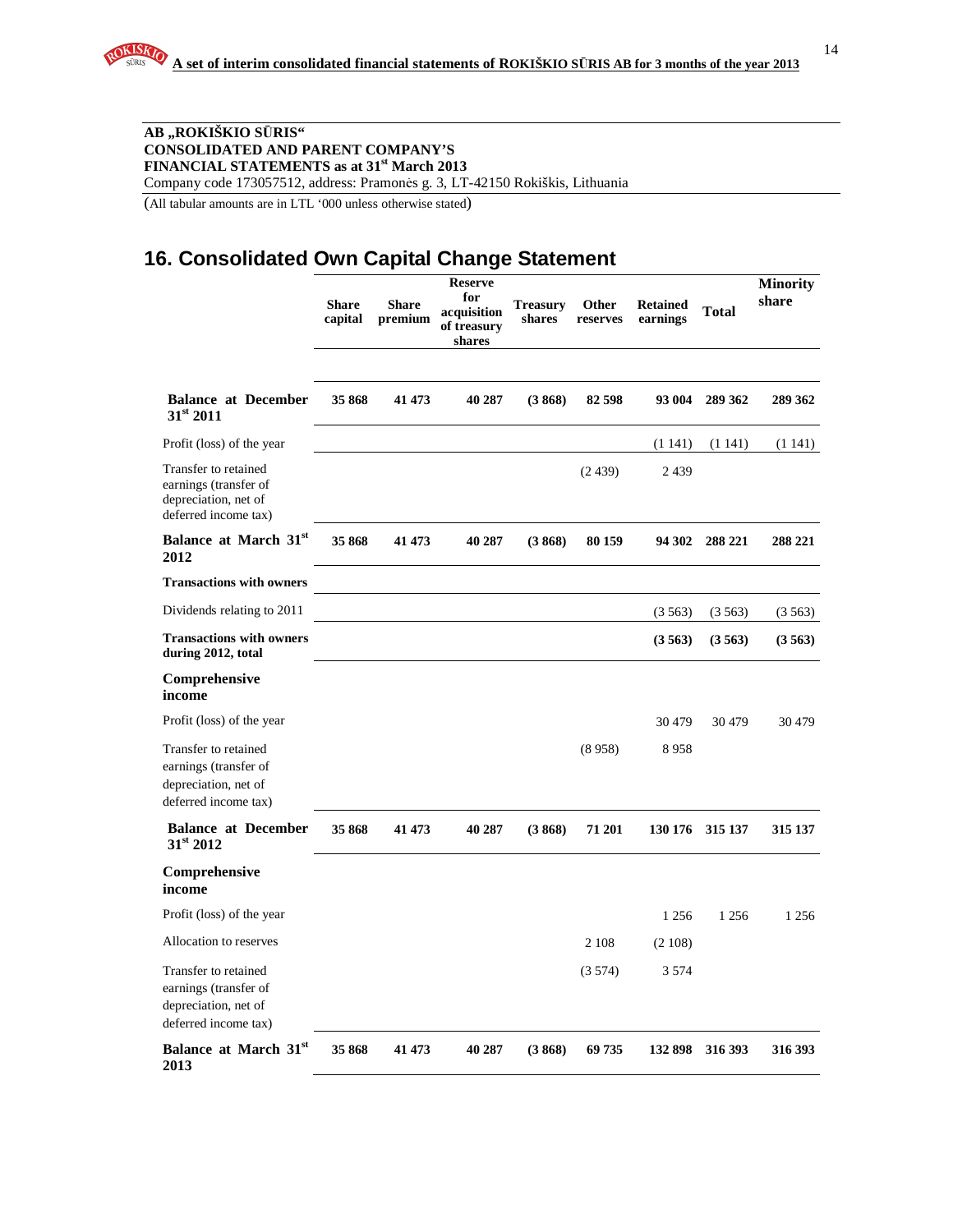**AB „ROKIŠKIO SŪRIS“**
**CONSOLIDATED AND PARENT COMPANY'S**
**FINANCIAL STATEMENTS as at 31st March 2013**
Company code 173057512, address: Pramonės g. 3, LT-42150 Rokiškis, Lithuania

(All tabular amounts are in LTL '000 unless otherwise stated)

## 16. Consolidated Own Capital Change Statement

| | Share capital | Share premium | Reserve for acquisition of treasury shares | Treasury shares | Other reserves | Retained earnings | Total | Minority share |
|---|---|---|---|---|---|---|---|---|
| **Balance at December 31st 2011** | **35 868** | **41 473** | **40 287** | **(3 868)** | **82 598** | **93 004** | **289 362** | **289 362** |
| Profit (loss) of the year | | | | | | (1 141) | (1 141) | (1 141) |
| Transfer to retained earnings (transfer of depreciation, net of deferred income tax) | | | | | (2 439) | 2 439 | | |
| **Balance at March 31st 2012** | **35 868** | **41 473** | **40 287** | **(3 868)** | **80 159** | **94 302** | **288 221** | **288 221** |
| **Transactions with owners** | | | | | | | | |
| Dividends relating to 2011 | | | | | | (3 563) | (3 563) | (3 563) |
| **Transactions with owners during 2012, total** | | | | | | **(3 563)** | **(3 563)** | **(3 563)** |
| **Comprehensive income** | | | | | | | | |
| Profit (loss) of the year | | | | | | 30 479 | 30 479 | 30 479 |
| Transfer to retained earnings (transfer of depreciation, net of deferred income tax) | | | | | (8 958) | 8 958 | | |
| **Balance at December 31st 2012** | **35 868** | **41 473** | **40 287** | **(3 868)** | **71 201** | **130 176** | **315 137** | **315 137** |
| **Comprehensive income** | | | | | | | | |
| Profit (loss) of the year | | | | | | 1 256 | 1 256 | 1 256 |
| Allocation to reserves | | | | | 2 108 | (2 108) | | |
| Transfer to retained earnings (transfer of depreciation, net of deferred income tax) | | | | | (3 574) | 3 574 | | |
| **Balance at March 31st 2013** | **35 868** | **41 473** | **40 287** | **(3 868)** | **69 735** | **132 898** | **316 393** | **316 393** |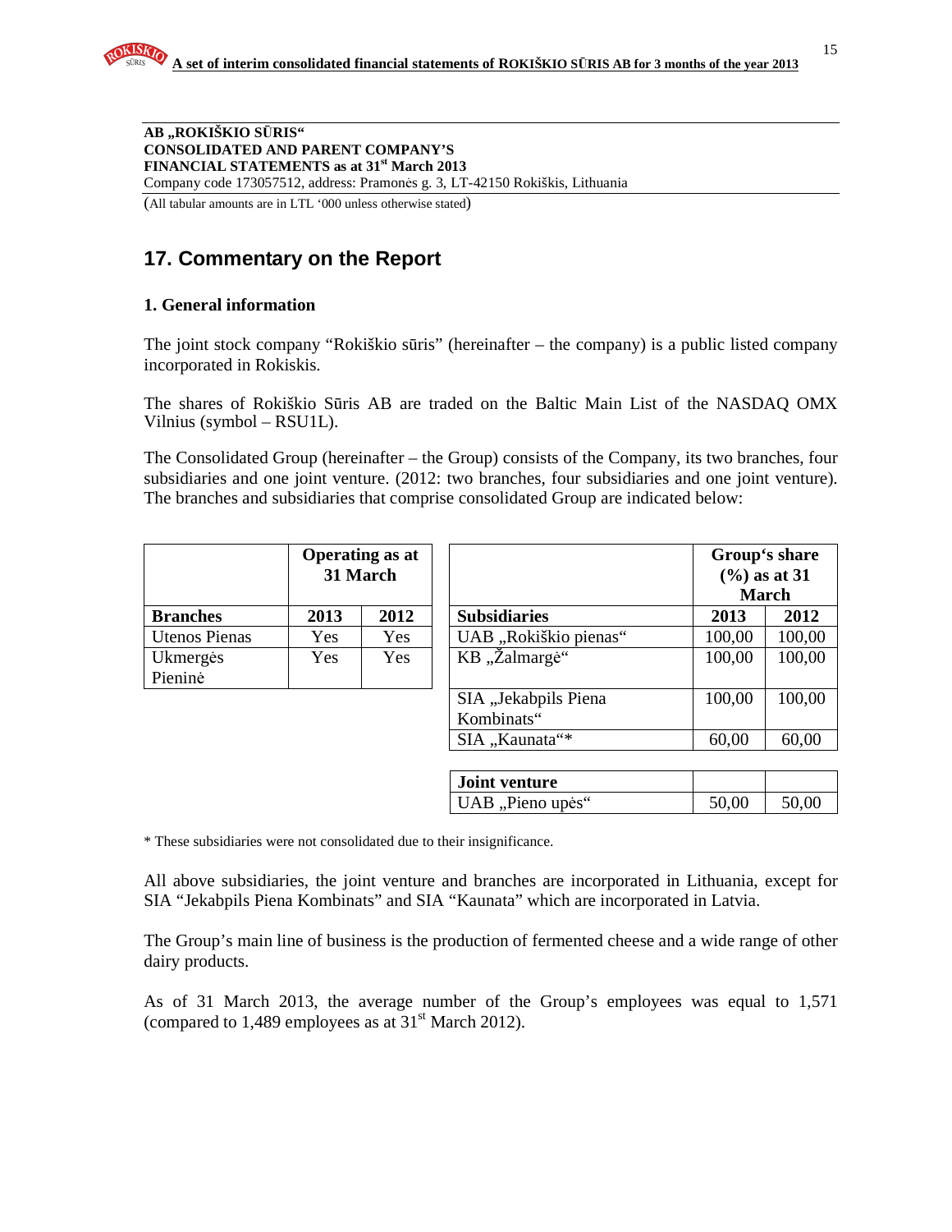AB „ROKIŠKIO SŪRIS“
CONSOLIDATED AND PARENT COMPANY'S
FINANCIAL STATEMENTS as at 31st March 2013
Company code 173057512, address: Pramonės g. 3, LT-42150 Rokiškis, Lithuania

(All tabular amounts are in LTL '000 unless otherwise stated)

## 17. Commentary on the Report

### 1. General information

The joint stock company "Rokiškio sūris" (hereinafter – the company) is a public listed company incorporated in Rokiskis.

The shares of Rokiškio Sūris AB are traded on the Baltic Main List of the NASDAQ OMX Vilnius (symbol – RSU1L).

The Consolidated Group (hereinafter – the Group) consists of the Company, its two branches, four subsidiaries and one joint venture. (2012: two branches, four subsidiaries and one joint venture). The branches and subsidiaries that comprise consolidated Group are indicated below:

| | Operating as at 31 March | |
|---|---|---|
| **Branches** | **2013** | **2012** |
| Utenos Pienas | Yes | Yes |
| Ukmergės Pieninė | Yes | Yes |

| | Group's share (%) as at 31 March | |
|---|---|---|
| **Subsidiaries** | **2013** | **2012** |
| UAB „Rokiškio pienas“ | 100,00 | 100,00 |
| KB „Žalmargė“ | 100,00 | 100,00 |
| SIA „Jekabpils Piena Kombinats“ | 100,00 | 100,00 |
| SIA „Kaunata“* | 60,00 | 60,00 |
| **Joint venture** | | |
| UAB „Pieno upės“ | 50,00 | 50,00 |

* These subsidiaries were not consolidated due to their insignificance.

All above subsidiaries, the joint venture and branches are incorporated in Lithuania, except for SIA "Jekabpils Piena Kombinats" and SIA "Kaunata" which are incorporated in Latvia.

The Group's main line of business is the production of fermented cheese and a wide range of other dairy products.

As of 31 March 2013, the average number of the Group's employees was equal to 1,571 (compared to 1,489 employees as at 31st March 2012).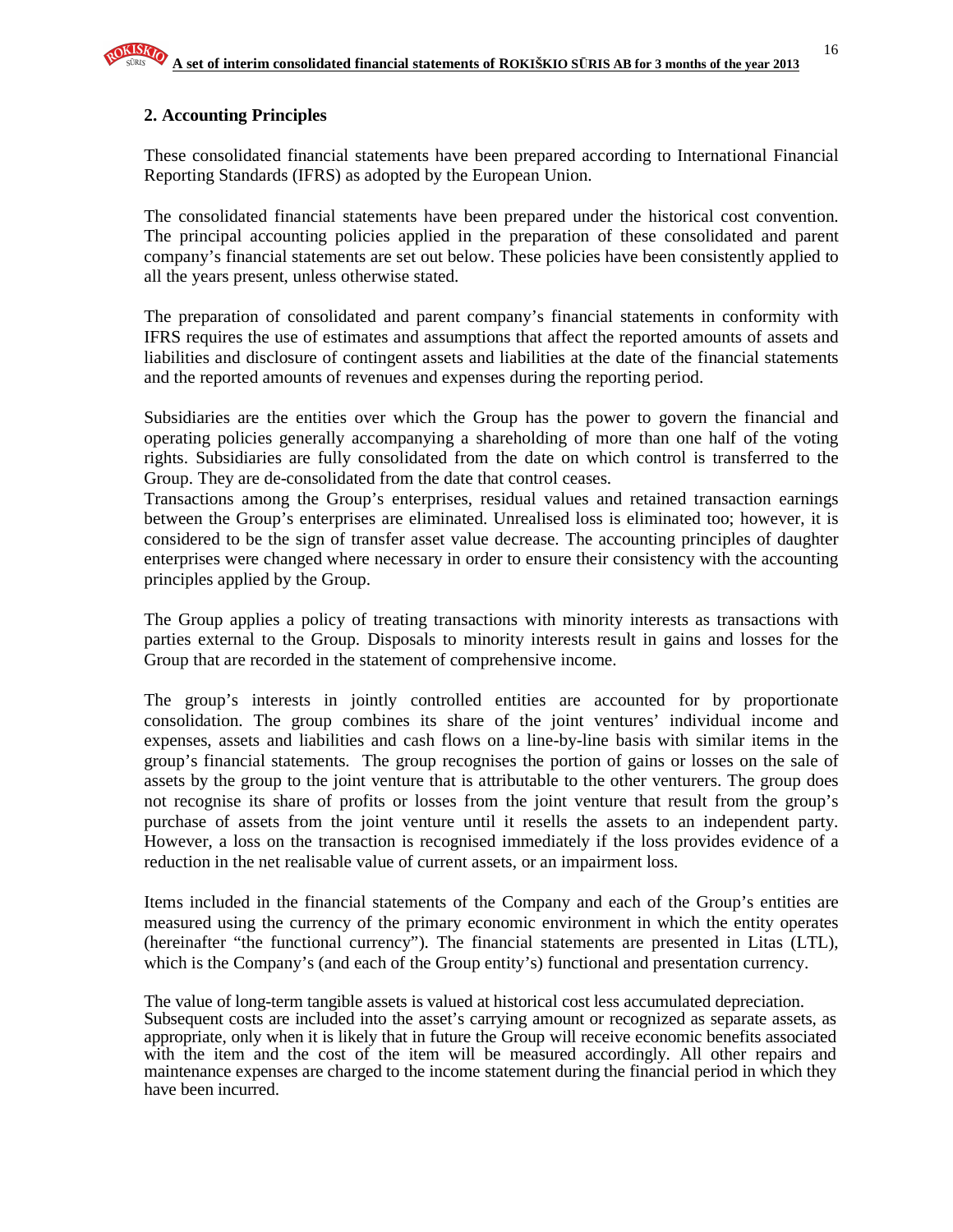## 2. Accounting Principles

These consolidated financial statements have been prepared according to International Financial Reporting Standards (IFRS) as adopted by the European Union.

The consolidated financial statements have been prepared under the historical cost convention. The principal accounting policies applied in the preparation of these consolidated and parent company's financial statements are set out below. These policies have been consistently applied to all the years present, unless otherwise stated.

The preparation of consolidated and parent company's financial statements in conformity with IFRS requires the use of estimates and assumptions that affect the reported amounts of assets and liabilities and disclosure of contingent assets and liabilities at the date of the financial statements and the reported amounts of revenues and expenses during the reporting period.

Subsidiaries are the entities over which the Group has the power to govern the financial and operating policies generally accompanying a shareholding of more than one half of the voting rights. Subsidiaries are fully consolidated from the date on which control is transferred to the Group. They are de-consolidated from the date that control ceases.
Transactions among the Group's enterprises, residual values and retained transaction earnings between the Group's enterprises are eliminated. Unrealised loss is eliminated too; however, it is considered to be the sign of transfer asset value decrease. The accounting principles of daughter enterprises were changed where necessary in order to ensure their consistency with the accounting principles applied by the Group.

The Group applies a policy of treating transactions with minority interests as transactions with parties external to the Group. Disposals to minority interests result in gains and losses for the Group that are recorded in the statement of comprehensive income.

The group's interests in jointly controlled entities are accounted for by proportionate consolidation. The group combines its share of the joint ventures' individual income and expenses, assets and liabilities and cash flows on a line-by-line basis with similar items in the group's financial statements. The group recognises the portion of gains or losses on the sale of assets by the group to the joint venture that is attributable to the other venturers. The group does not recognise its share of profits or losses from the joint venture that result from the group's purchase of assets from the joint venture until it resells the assets to an independent party. However, a loss on the transaction is recognised immediately if the loss provides evidence of a reduction in the net realisable value of current assets, or an impairment loss.

Items included in the financial statements of the Company and each of the Group's entities are measured using the currency of the primary economic environment in which the entity operates (hereinafter "the functional currency"). The financial statements are presented in Litas (LTL), which is the Company's (and each of the Group entity's) functional and presentation currency.

The value of long-term tangible assets is valued at historical cost less accumulated depreciation.
Subsequent costs are included into the asset's carrying amount or recognized as separate assets, as appropriate, only when it is likely that in future the Group will receive economic benefits associated with the item and the cost of the item will be measured accordingly. All other repairs and maintenance expenses are charged to the income statement during the financial period in which they have been incurred.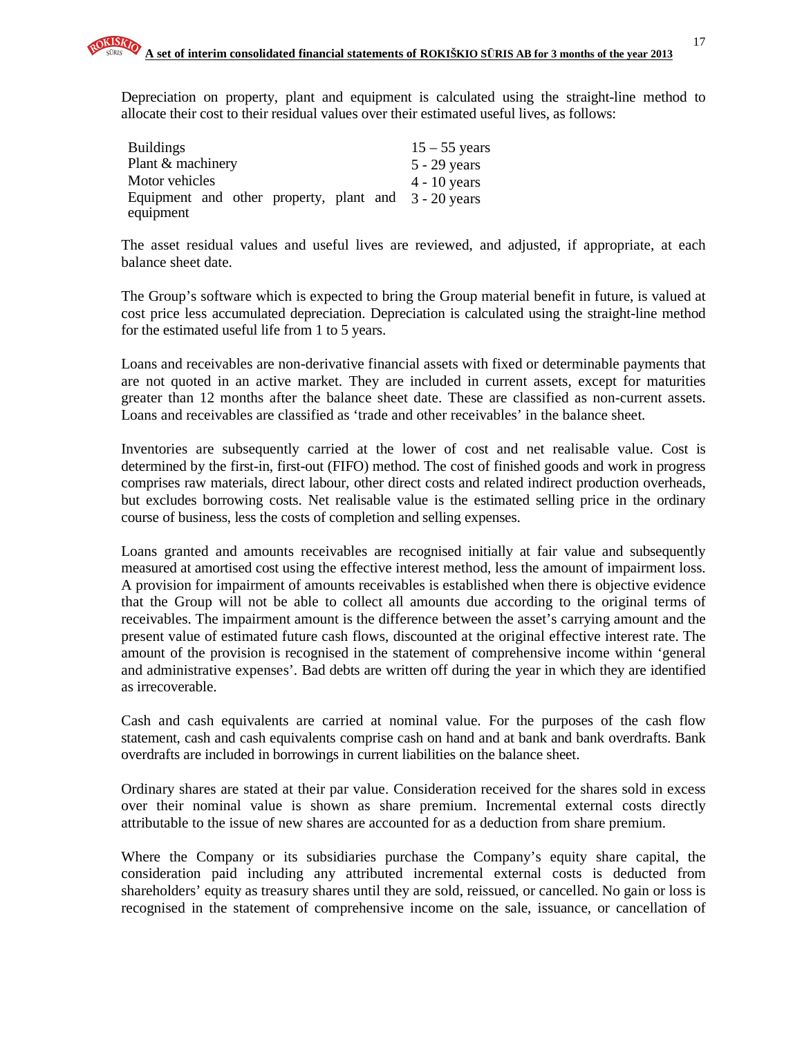Depreciation on property, plant and equipment is calculated using the straight-line method to allocate their cost to their residual values over their estimated useful lives, as follows:

| | |
|---|---|
| Buildings | 15 – 55 years |
| Plant & machinery | 5 - 29 years |
| Motor vehicles | 4 - 10 years |
| Equipment and other property, plant and equipment | 3 - 20 years |

The asset residual values and useful lives are reviewed, and adjusted, if appropriate, at each balance sheet date.

The Group's software which is expected to bring the Group material benefit in future, is valued at cost price less accumulated depreciation. Depreciation is calculated using the straight-line method for the estimated useful life from 1 to 5 years.

Loans and receivables are non-derivative financial assets with fixed or determinable payments that are not quoted in an active market. They are included in current assets, except for maturities greater than 12 months after the balance sheet date. These are classified as non-current assets. Loans and receivables are classified as 'trade and other receivables' in the balance sheet.

Inventories are subsequently carried at the lower of cost and net realisable value. Cost is determined by the first-in, first-out (FIFO) method. The cost of finished goods and work in progress comprises raw materials, direct labour, other direct costs and related indirect production overheads, but excludes borrowing costs. Net realisable value is the estimated selling price in the ordinary course of business, less the costs of completion and selling expenses.

Loans granted and amounts receivables are recognised initially at fair value and subsequently measured at amortised cost using the effective interest method, less the amount of impairment loss. A provision for impairment of amounts receivables is established when there is objective evidence that the Group will not be able to collect all amounts due according to the original terms of receivables. The impairment amount is the difference between the asset's carrying amount and the present value of estimated future cash flows, discounted at the original effective interest rate. The amount of the provision is recognised in the statement of comprehensive income within 'general and administrative expenses'. Bad debts are written off during the year in which they are identified as irrecoverable.

Cash and cash equivalents are carried at nominal value. For the purposes of the cash flow statement, cash and cash equivalents comprise cash on hand and at bank and bank overdrafts. Bank overdrafts are included in borrowings in current liabilities on the balance sheet.

Ordinary shares are stated at their par value. Consideration received for the shares sold in excess over their nominal value is shown as share premium. Incremental external costs directly attributable to the issue of new shares are accounted for as a deduction from share premium.

Where the Company or its subsidiaries purchase the Company's equity share capital, the consideration paid including any attributed incremental external costs is deducted from shareholders' equity as treasury shares until they are sold, reissued, or cancelled. No gain or loss is recognised in the statement of comprehensive income on the sale, issuance, or cancellation of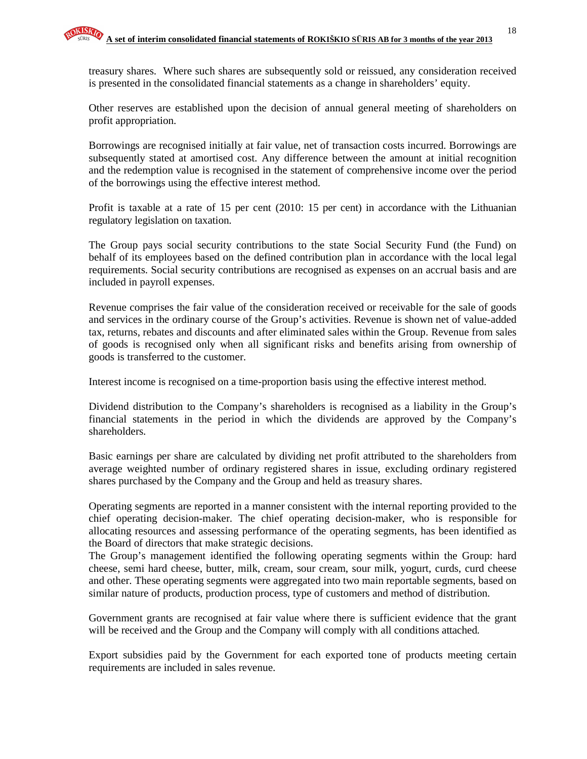treasury shares. Where such shares are subsequently sold or reissued, any consideration received is presented in the consolidated financial statements as a change in shareholders' equity.

Other reserves are established upon the decision of annual general meeting of shareholders on profit appropriation.

Borrowings are recognised initially at fair value, net of transaction costs incurred. Borrowings are subsequently stated at amortised cost. Any difference between the amount at initial recognition and the redemption value is recognised in the statement of comprehensive income over the period of the borrowings using the effective interest method.

Profit is taxable at a rate of 15 per cent (2010: 15 per cent) in accordance with the Lithuanian regulatory legislation on taxation.

The Group pays social security contributions to the state Social Security Fund (the Fund) on behalf of its employees based on the defined contribution plan in accordance with the local legal requirements. Social security contributions are recognised as expenses on an accrual basis and are included in payroll expenses.

Revenue comprises the fair value of the consideration received or receivable for the sale of goods and services in the ordinary course of the Group's activities. Revenue is shown net of value-added tax, returns, rebates and discounts and after eliminated sales within the Group. Revenue from sales of goods is recognised only when all significant risks and benefits arising from ownership of goods is transferred to the customer.

Interest income is recognised on a time-proportion basis using the effective interest method.

Dividend distribution to the Company's shareholders is recognised as a liability in the Group's financial statements in the period in which the dividends are approved by the Company's shareholders.

Basic earnings per share are calculated by dividing net profit attributed to the shareholders from average weighted number of ordinary registered shares in issue, excluding ordinary registered shares purchased by the Company and the Group and held as treasury shares.

Operating segments are reported in a manner consistent with the internal reporting provided to the chief operating decision-maker. The chief operating decision-maker, who is responsible for allocating resources and assessing performance of the operating segments, has been identified as the Board of directors that make strategic decisions.
The Group's management identified the following operating segments within the Group: hard cheese, semi hard cheese, butter, milk, cream, sour cream, sour milk, yogurt, curds, curd cheese and other. These operating segments were aggregated into two main reportable segments, based on similar nature of products, production process, type of customers and method of distribution.

Government grants are recognised at fair value where there is sufficient evidence that the grant will be received and the Group and the Company will comply with all conditions attached.

Export subsidies paid by the Government for each exported tone of products meeting certain requirements are included in sales revenue.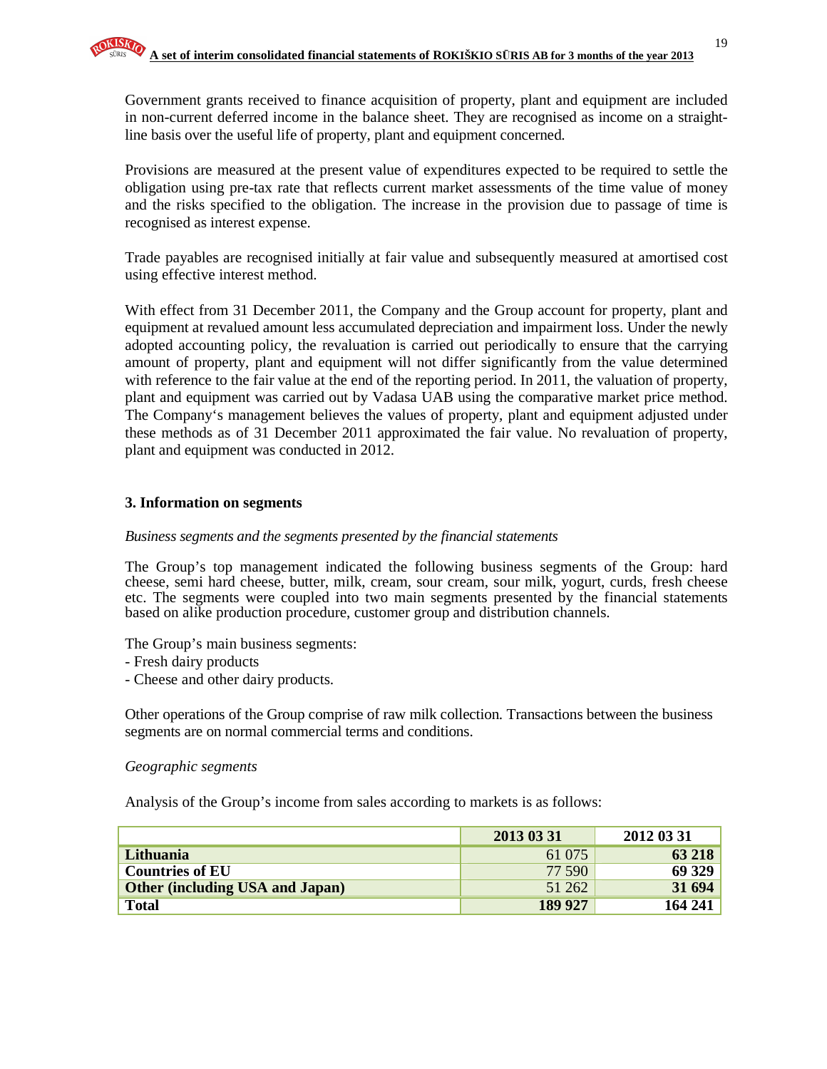Government grants received to finance acquisition of property, plant and equipment are included in non-current deferred income in the balance sheet. They are recognised as income on a straight-line basis over the useful life of property, plant and equipment concerned.

Provisions are measured at the present value of expenditures expected to be required to settle the obligation using pre-tax rate that reflects current market assessments of the time value of money and the risks specified to the obligation. The increase in the provision due to passage of time is recognised as interest expense.

Trade payables are recognised initially at fair value and subsequently measured at amortised cost using effective interest method.

With effect from 31 December 2011, the Company and the Group account for property, plant and equipment at revalued amount less accumulated depreciation and impairment loss. Under the newly adopted accounting policy, the revaluation is carried out periodically to ensure that the carrying amount of property, plant and equipment will not differ significantly from the value determined with reference to the fair value at the end of the reporting period. In 2011, the valuation of property, plant and equipment was carried out by Vadasa UAB using the comparative market price method. The Company‘s management believes the values of property, plant and equipment adjusted under these methods as of 31 December 2011 approximated the fair value. No revaluation of property, plant and equipment was conducted in 2012.

## 3. Information on segments

*Business segments and the segments presented by the financial statements*

The Group's top management indicated the following business segments of the Group: hard cheese, semi hard cheese, butter, milk, cream, sour cream, sour milk, yogurt, curds, fresh cheese etc. The segments were coupled into two main segments presented by the financial statements based on alike production procedure, customer group and distribution channels.

The Group's main business segments:
- Fresh dairy products
- Cheese and other dairy products.

Other operations of the Group comprise of raw milk collection. Transactions between the business segments are on normal commercial terms and conditions.

*Geographic segments*

Analysis of the Group's income from sales according to markets is as follows:

| | 2013 03 31 | 2012 03 31 |
|---|---|---|
| **Lithuania** | 61 075 | **63 218** |
| **Countries of EU** | 77 590 | **69 329** |
| **Other (including USA and Japan)** | 51 262 | **31 694** |
| **Total** | **189 927** | **164 241** |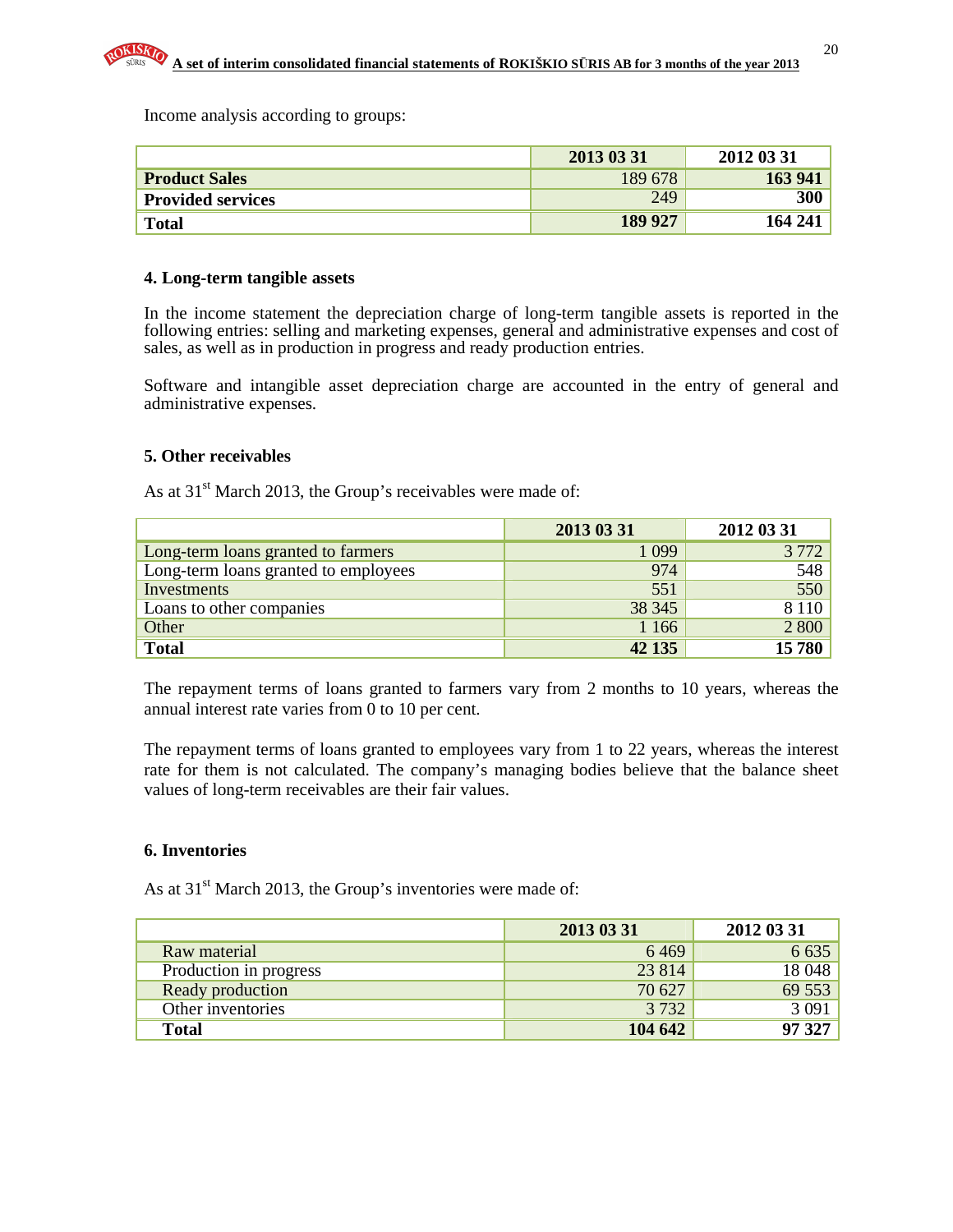Income analysis according to groups:

| | 2013 03 31 | 2012 03 31 |
|---|---|---|
| **Product Sales** | 189 678 | **163 941** |
| **Provided services** | 249 | **300** |
| **Total** | **189 927** | **164 241** |

### 4. Long-term tangible assets

In the income statement the depreciation charge of long-term tangible assets is reported in the following entries: selling and marketing expenses, general and administrative expenses and cost of sales, as well as in production in progress and ready production entries.

Software and intangible asset depreciation charge are accounted in the entry of general and administrative expenses.

### 5. Other receivables

As at 31st March 2013, the Group's receivables were made of:

| | 2013 03 31 | 2012 03 31 |
|---|---|---|
| Long-term loans granted to farmers | 1 099 | 3 772 |
| Long-term loans granted to employees | 974 | 548 |
| Investments | 551 | 550 |
| Loans to other companies | 38 345 | 8 110 |
| Other | 1 166 | 2 800 |
| **Total** | **42 135** | **15 780** |

The repayment terms of loans granted to farmers vary from 2 months to 10 years, whereas the annual interest rate varies from 0 to 10 per cent.

The repayment terms of loans granted to employees vary from 1 to 22 years, whereas the interest rate for them is not calculated. The company's managing bodies believe that the balance sheet values of long-term receivables are their fair values.

### 6. Inventories

As at 31st March 2013, the Group's inventories were made of:

| | 2013 03 31 | 2012 03 31 |
|---|---|---|
| Raw material | 6 469 | 6 635 |
| Production in progress | 23 814 | 18 048 |
| Ready production | 70 627 | 69 553 |
| Other inventories | 3 732 | 3 091 |
| **Total** | **104 642** | **97 327** |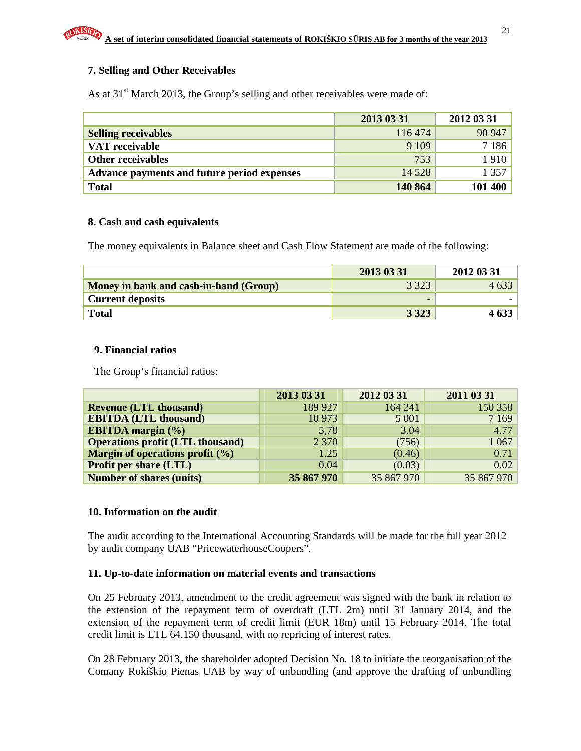## 7. Selling and Other Receivables

As at 31st March 2013, the Group's selling and other receivables were made of:

| | 2013 03 31 | 2012 03 31 |
|---|---|---|
| **Selling receivables** | 116 474 | 90 947 |
| **VAT receivable** | 9 109 | 7 186 |
| **Other receivables** | 753 | 1 910 |
| **Advance payments and future period expenses** | 14 528 | 1 357 |
| **Total** | **140 864** | **101 400** |

## 8. Cash and cash equivalents

The money equivalents in Balance sheet and Cash Flow Statement are made of the following:

| | 2013 03 31 | 2012 03 31 |
|---|---|---|
| **Money in bank and cash-in-hand (Group)** | 3 323 | 4 633 |
| **Current deposits** | - | - |
| **Total** | **3 323** | **4 633** |

## 9. Financial ratios

The Group's financial ratios:

| | 2013 03 31 | 2012 03 31 | 2011 03 31 |
|---|---|---|---|
| **Revenue (LTL thousand)** | 189 927 | 164 241 | 150 358 |
| **EBITDA (LTL thousand)** | 10 973 | 5 001 | 7 169 |
| **EBITDA margin (%)** | 5,78 | 3.04 | 4.77 |
| **Operations profit (LTL thousand)** | 2 370 | (756) | 1 067 |
| **Margin of operations profit (%)** | 1.25 | (0.46) | 0.71 |
| **Profit per share (LTL)** | 0.04 | (0.03) | 0.02 |
| **Number of shares (units)** | **35 867 970** | 35 867 970 | 35 867 970 |

## 10. Information on the audit

The audit according to the International Accounting Standards will be made for the full year 2012 by audit company UAB "PricewaterhouseCoopers".

## 11. Up-to-date information on material events and transactions

On 25 February 2013, amendment to the credit agreement was signed with the bank in relation to the extension of the repayment term of overdraft (LTL 2m) until 31 January 2014, and the extension of the repayment term of credit limit (EUR 18m) until 15 February 2014. The total credit limit is LTL 64,150 thousand, with no repricing of interest rates.

On 28 February 2013, the shareholder adopted Decision No. 18 to initiate the reorganisation of the Comany Rokiškio Pienas UAB by way of unbundling (and approve the drafting of unbundling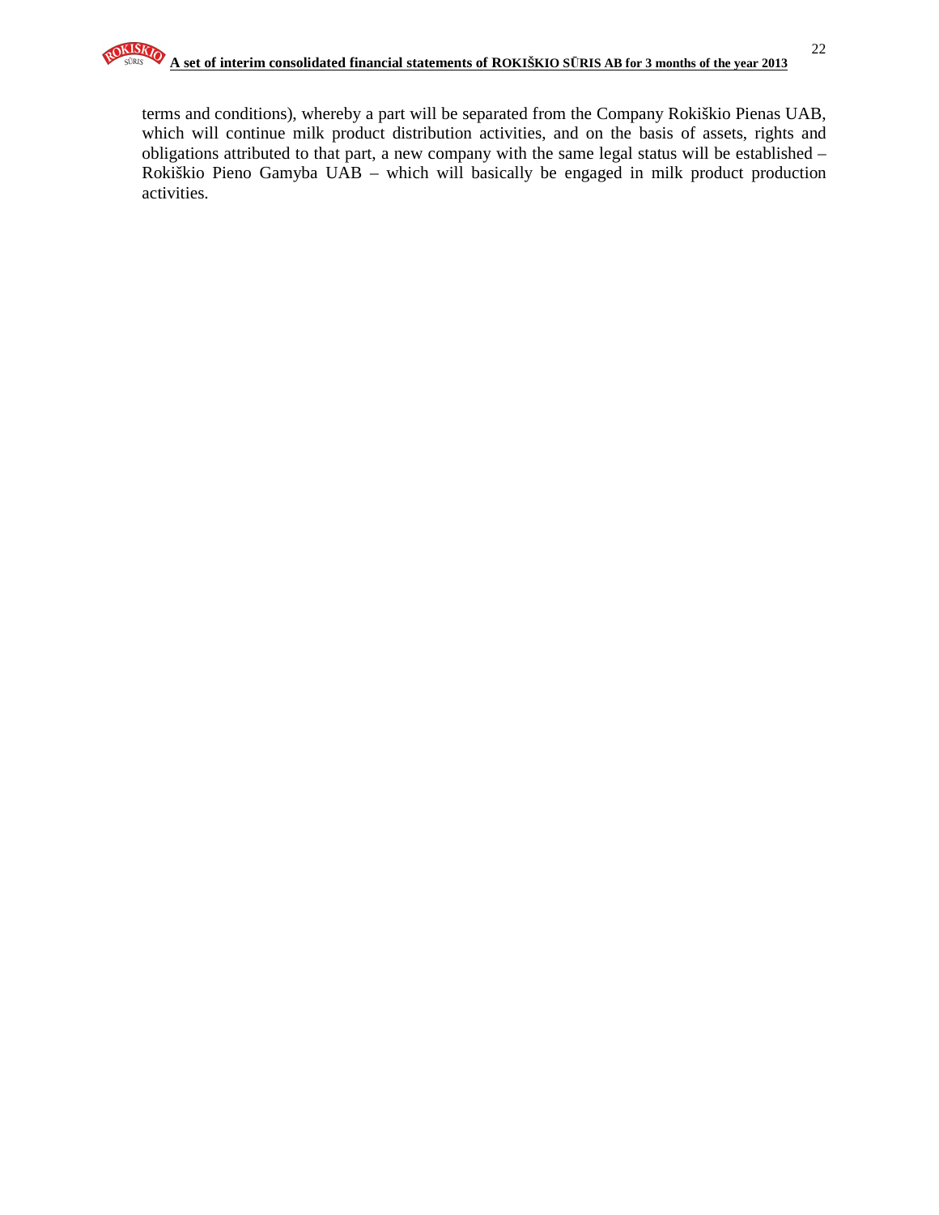terms and conditions), whereby a part will be separated from the Company Rokiškio Pienas UAB, which will continue milk product distribution activities, and on the basis of assets, rights and obligations attributed to that part, a new company with the same legal status will be established – Rokiškio Pieno Gamyba UAB – which will basically be engaged in milk product production activities.